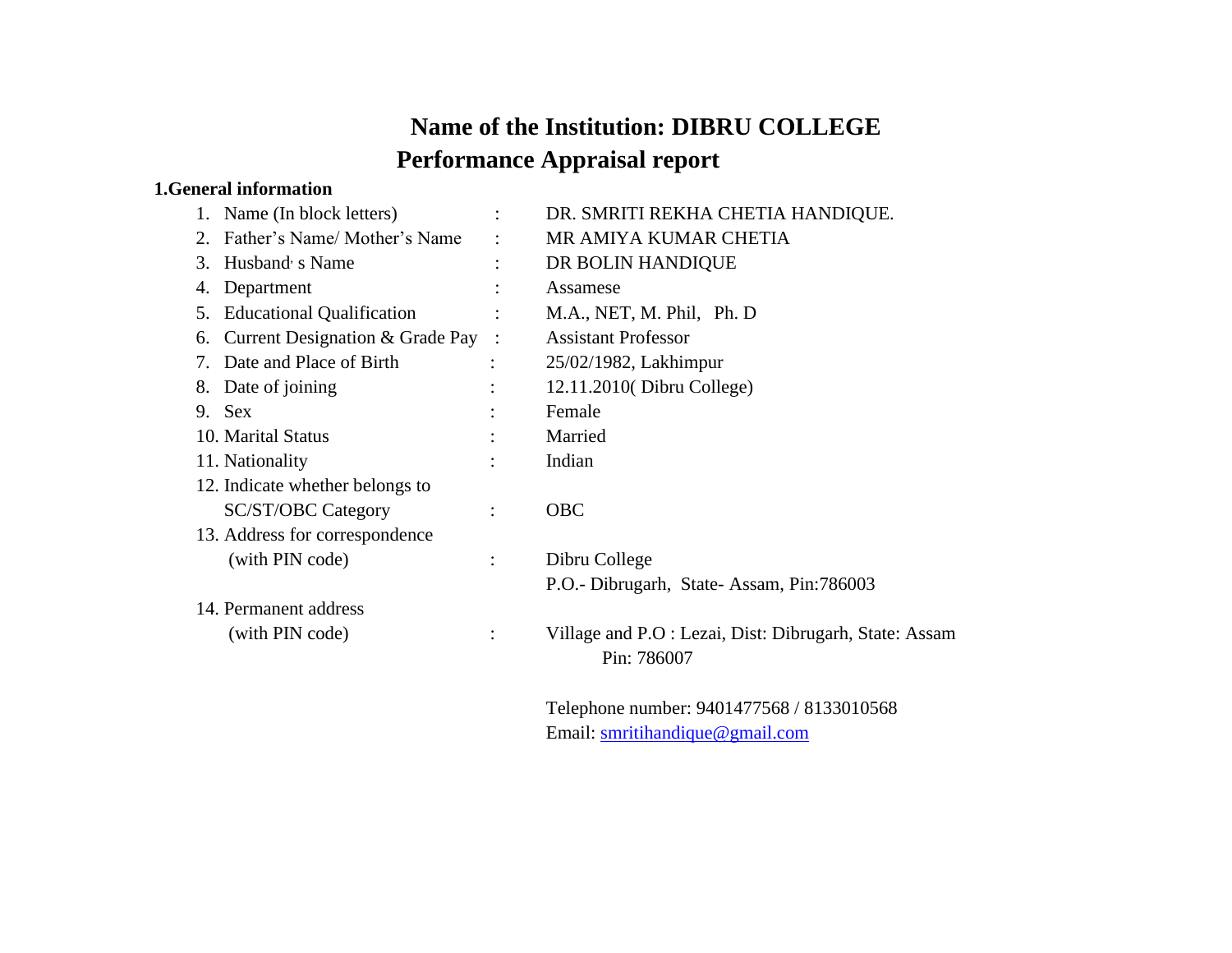# Name of the Institution: DIBRU COLLEGE

## Performance Appraisal report

**1.General information**

1. Name (In block letters) : DR. SMRITI REKHA CHETIA HANDIQUE.
2. Father's Name/ Mother's Name : MR AMIYA KUMAR CHETIA
3. Husband' s Name : DR BOLIN HANDIQUE
4. Department : Assamese
5. Educational Qualification : M.A., NET, M. Phil, Ph. D
6. Current Designation & Grade Pay : Assistant Professor
7. Date and Place of Birth : 25/02/1982, Lakhimpur
8. Date of joining : 12.11.2010( Dibru College)
9. Sex : Female
10. Marital Status : Married
11. Nationality : Indian
12. Indicate whether belongs to SC/ST/OBC Category : OBC
13. Address for correspondence (with PIN code) : Dibru College
    P.O.- Dibrugarh, State- Assam, Pin:786003
14. Permanent address (with PIN code) : Village and P.O : Lezai, Dist: Dibrugarh, State: Assam
    Pin: 786007

Telephone number: 9401477568 / 8133010568

Email: smritihandique@gmail.com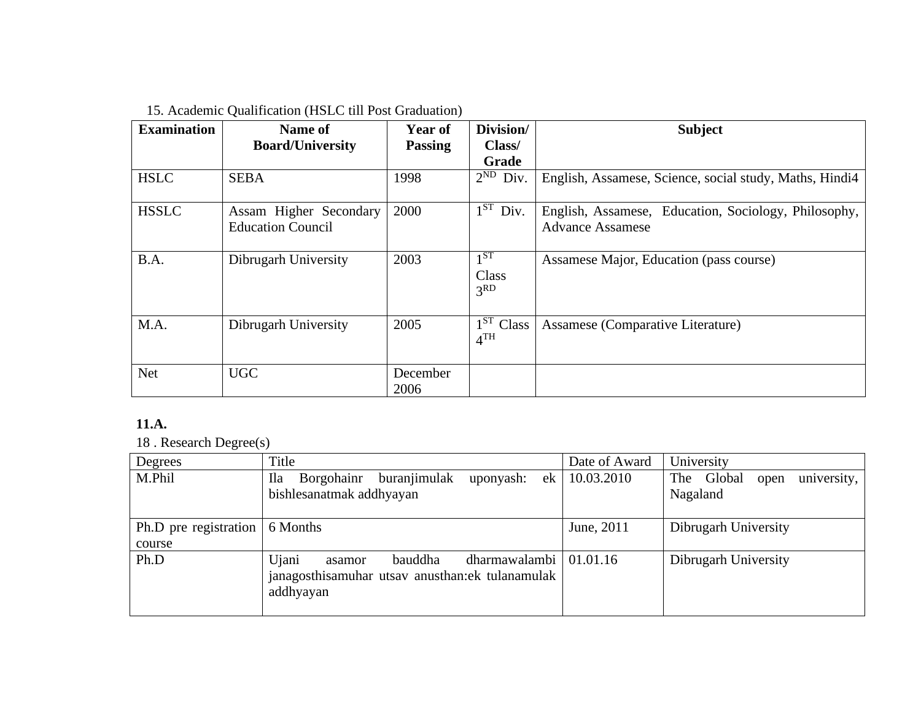15. Academic Qualification (HSLC till Post Graduation)

| Examination | Name of Board/University | Year of Passing | Division/ Class/ Grade | Subject |
|---|---|---|---|---|
| HSLC | SEBA | 1998 | $2^{ND}$ Div. | English, Assamese, Science, social study, Maths, Hindi4 |
| HSSLC | Assam Higher Secondary Education Council | 2000 | $1^{ST}$ Div. | English, Assamese, Education, Sociology, Philosophy, Advance Assamese |
| B.A. | Dibrugarh University | 2003 | $1^{ST}$ Class $3^{RD}$ | Assamese Major, Education (pass course) |
| M.A. | Dibrugarh University | 2005 | $1^{ST}$ Class $4^{TH}$ | Assamese (Comparative Literature) |
| Net | UGC | December 2006 | | |

**11.A.**

18 . Research Degree(s)

| Degrees | Title | Date of Award | University |
|---|---|---|---|
| M.Phil | Ila Borgohainr buranjimulak uponyash: ek bishlesanatmak addhyayan | 10.03.2010 | The Global open university, Nagaland |
| Ph.D pre registration course | 6 Months | June, 2011 | Dibrugarh University |
| Ph.D | Ujani asamor bauddha dharmawalambi janagosthisamuhar utsav anusthan:ek tulanamulak addhyayan | 01.01.16 | Dibrugarh University |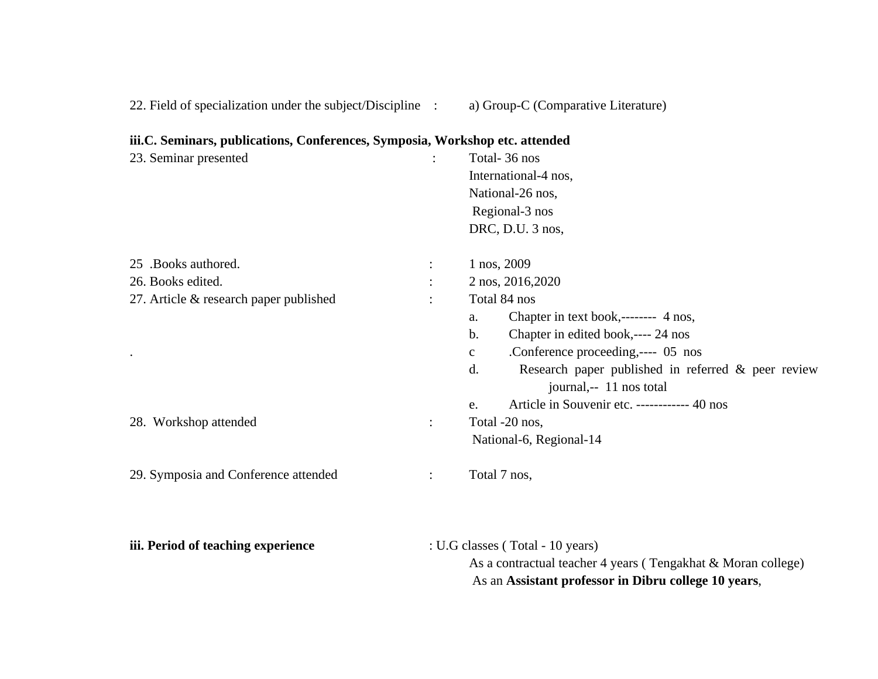22. Field of specialization under the subject/Discipline : a) Group-C (Comparative Literature)

**iii.C. Seminars, publications, Conferences, Symposia, Workshop etc. attended**

23. Seminar presented : Total- 36 nos
International-4 nos,
National-26 nos,
Regional-3 nos
DRC, D.U. 3 nos,

25 .Books authored. : 1 nos, 2009

26. Books edited. : 2 nos, 2016,2020

27. Article & research paper published : Total 84 nos

a. Chapter in text book,-------- 4 nos,
b. Chapter in edited book,---- 24 nos
c .Conference proceeding,---- 05 nos
d. Research paper published in referred & peer review journal,-- 11 nos total
e. Article in Souvenir etc. ------------ 40 nos

28. Workshop attended : Total -20 nos,
National-6, Regional-14

29. Symposia and Conference attended : Total 7 nos,

**iii. Period of teaching experience** : U.G classes ( Total - 10 years)
As a contractual teacher 4 years ( Tengakhat & Moran college)
As an **Assistant professor in Dibru college 10 years**,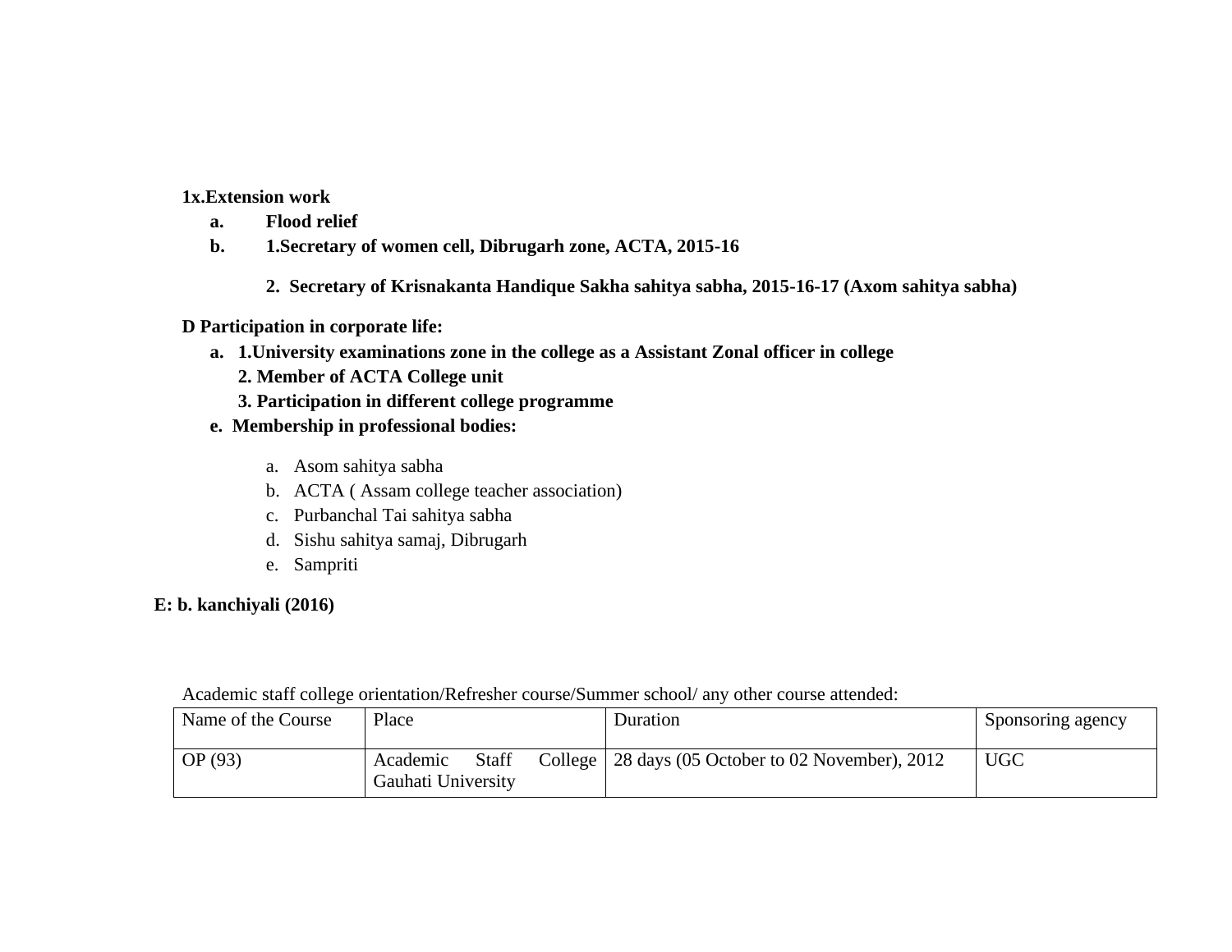**1x.Extension work**

- **a. Flood relief**
- **b. 1.Secretary of women cell, Dibrugarh zone, ACTA, 2015-16**

  **2. Secretary of Krisnakanta Handique Sakha sahitya sabha, 2015-16-17 (Axom sahitya sabha)**

**D Participation in corporate life:**

- **a. 1.University examinations zone in the college as a Assistant Zonal officer in college**
  **2. Member of ACTA College unit**
  **3. Participation in different college programme**
- **e. Membership in professional bodies:**
  - a. Asom sahitya sabha
  - b. ACTA ( Assam college teacher association)
  - c. Purbanchal Tai sahitya sabha
  - d. Sishu sahitya samaj, Dibrugarh
  - e. Sampriti

**E: b. kanchiyali (2016)**

Academic staff college orientation/Refresher course/Summer school/ any other course attended:

| Name of the Course | Place | Duration | Sponsoring agency |
|---|---|---|---|
| OP (93) | Academic Staff College Gauhati University | 28 days (05 October to 02 November), 2012 | UGC |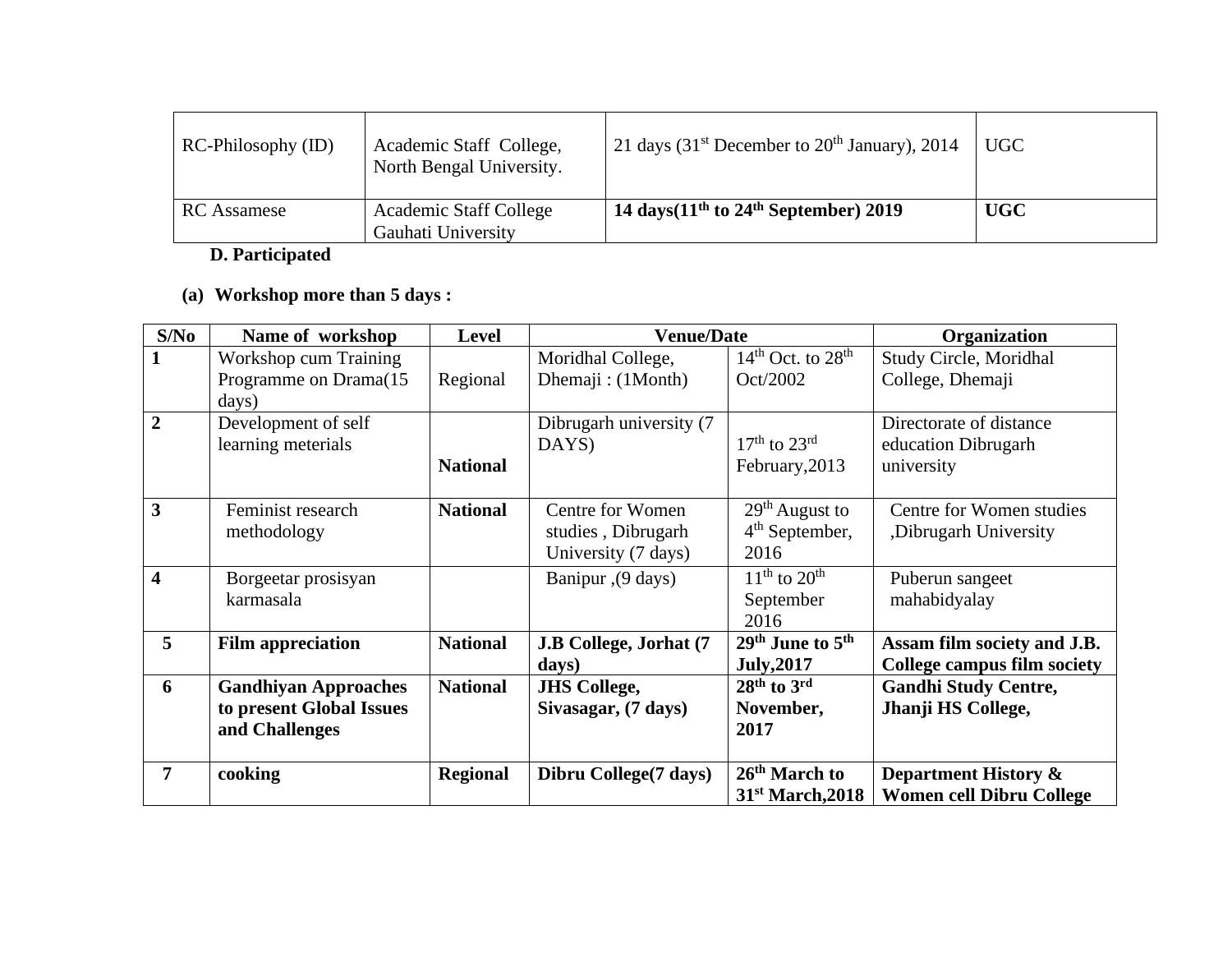| | | | |
|---|---|---|---|
| RC-Philosophy (ID) | Academic Staff College, North Bengal University. | 21 days (31st December to 20th January), 2014 | UGC |
| RC Assamese | Academic Staff College Gauhati University | **14 days(11th to 24th September) 2019** | **UGC** |

**D. Participated**

**(a) Workshop more than 5 days :**

| S/No | Name of workshop | Level | Venue/Date | | Organization |
|---|---|---|---|---|---|
| 1 | Workshop cum Training Programme on Drama(15 days) | Regional | Moridhal College, Dhemaji : (1Month) | 14th Oct. to 28th Oct/2002 | Study Circle, Moridhal College, Dhemaji |
| 2 | Development of self learning meterials | **National** | Dibrugarh university (7 DAYS) | 17th to 23rd February,2013 | Directorate of distance education Dibrugarh university |
| 3 | Feminist research methodology | **National** | Centre for Women studies , Dibrugarh University (7 days) | 29th August to 4th September, 2016 | Centre for Women studies ,Dibrugarh University |
| 4 | Borgeetar prosisyan karmasala | | Banipur ,(9 days) | 11th to 20th September 2016 | Puberun sangeet mahabidyalay |
| **5** | **Film appreciation** | **National** | **J.B College, Jorhat (7 days)** | **29th June to 5th July,2017** | **Assam film society and J.B. College campus film society** |
| **6** | **Gandhiyan Approaches to present Global Issues and Challenges** | **National** | **JHS College, Sivasagar, (7 days)** | **28th to 3rd November, 2017** | **Gandhi Study Centre, Jhanji HS College,** |
| **7** | **cooking** | **Regional** | **Dibru College(7 days)** | **26th March to 31st March,2018** | **Department History & Women cell Dibru College** |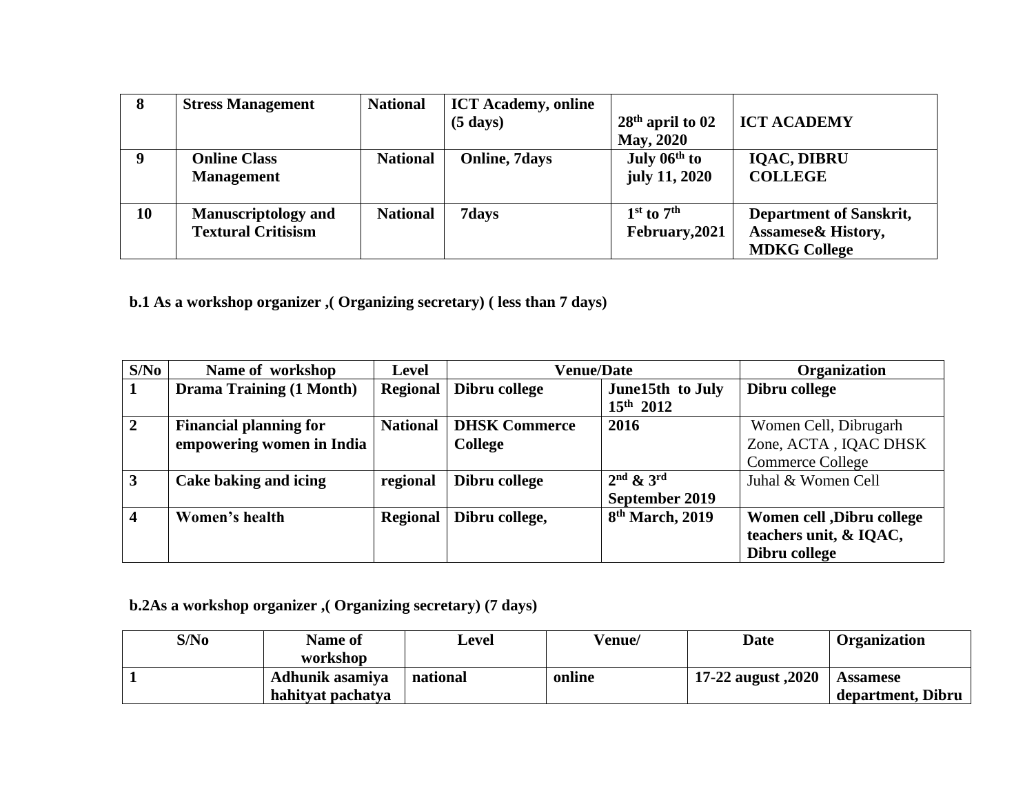| 8 | Stress Management | National | ICT Academy, online (5 days) | 28th april to 02 May, 2020 | ICT ACADEMY |
|---|---|---|---|---|---|
| 9 | Online Class Management | National | Online, 7days | July 06th to july 11, 2020 | IQAC, DIBRU COLLEGE |
| 10 | Manuscriptology and Textural Critisism | National | 7days | 1st to 7th February,2021 | Department of Sanskrit, Assamese& History, MDKG College |

**b.1 As a workshop organizer ,( Organizing secretary) ( less than 7 days)**

| S/No | Name of workshop | Level | Venue/Date | | Organization |
|---|---|---|---|---|---|
| 1 | Drama Training (1 Month) | Regional | Dibru college | June15th to July 15th 2012 | Dibru college |
| 2 | Financial planning for empowering women in India | National | DHSK Commerce College | 2016 | Women Cell, Dibrugarh Zone, ACTA , IQAC DHSK Commerce College |
| 3 | Cake baking and icing | regional | Dibru college | 2nd & 3rd September 2019 | Juhal & Women Cell |
| 4 | Women's health | Regional | Dibru college, | 8th March, 2019 | Women cell ,Dibru college teachers unit, & IQAC, Dibru college |

**b.2As a workshop organizer ,( Organizing secretary) (7 days)**

| S/No | Name of workshop | Level | Venue/ | Date | Organization |
|---|---|---|---|---|---|
| 1 | Adhunik asamiya hahityat pachatya | national | online | 17-22 august ,2020 | Assamese department, Dibru |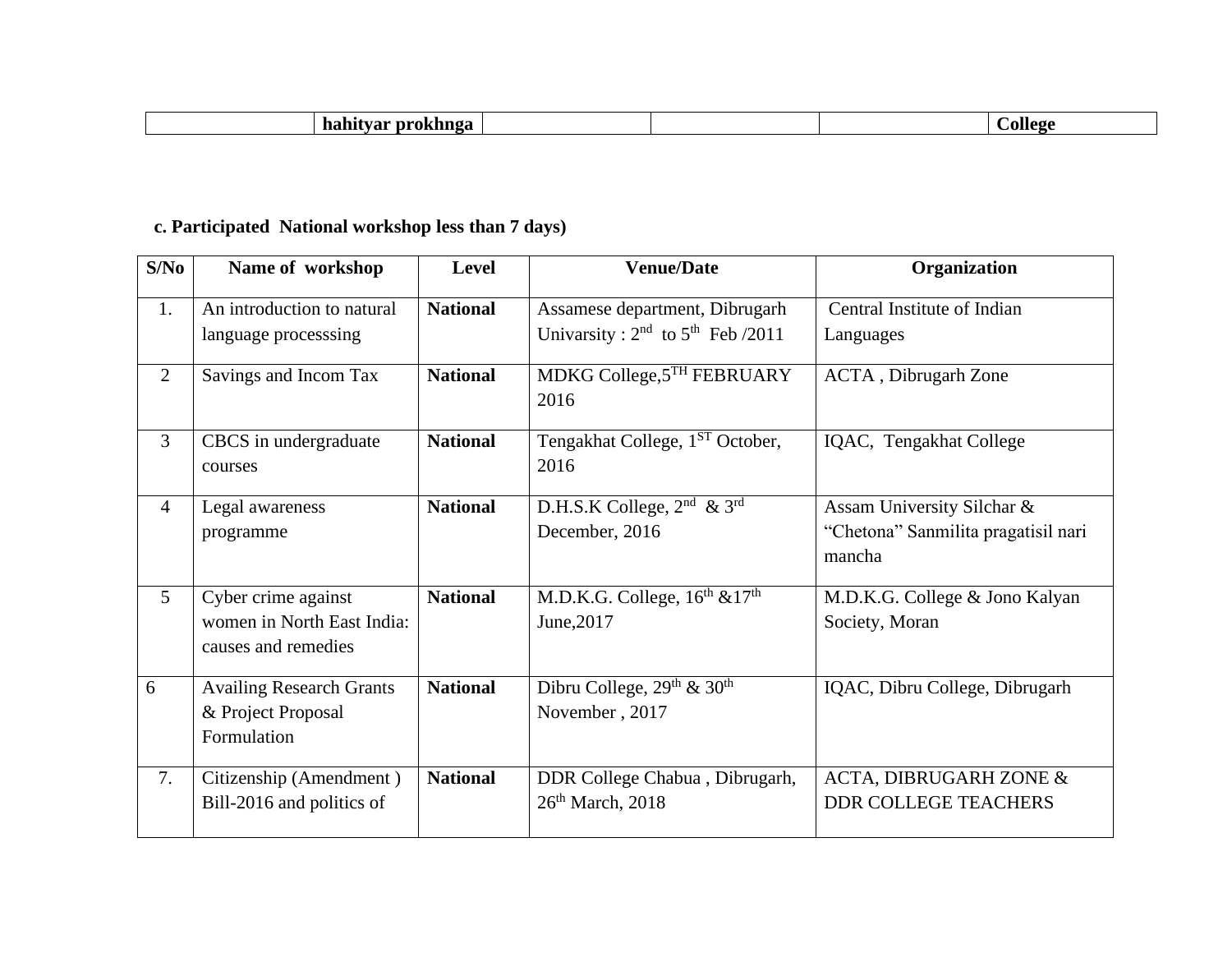| | hahityar prokhnga | | | | College |
|---|---|---|---|---|---|

**c. Participated National workshop less than 7 days)**

| S/No | Name of workshop | Level | Venue/Date | Organization |
|---|---|---|---|---|
| 1. | An introduction to natural language processsing | **National** | Assamese department, Dibrugarh Univarsity : 2nd to 5th Feb /2011 | Central Institute of Indian Languages |
| 2 | Savings and Incom Tax | **National** | MDKG College,5TH FEBRUARY 2016 | ACTA , Dibrugarh Zone |
| 3 | CBCS in undergraduate courses | **National** | Tengakhat College, 1ST October, 2016 | IQAC, Tengakhat College |
| 4 | Legal awareness programme | **National** | D.H.S.K College, 2nd & 3rd December, 2016 | Assam University Silchar & "Chetona" Sanmilita pragatisil nari mancha |
| 5 | Cyber crime against women in North East India: causes and remedies | **National** | M.D.K.G. College, 16th &17th June,2017 | M.D.K.G. College & Jono Kalyan Society, Moran |
| 6 | Availing Research Grants & Project Proposal Formulation | **National** | Dibru College, 29th & 30th November , 2017 | IQAC, Dibru College, Dibrugarh |
| 7. | Citizenship (Amendment ) Bill-2016 and politics of | **National** | DDR College Chabua , Dibrugarh, 26th March, 2018 | ACTA, DIBRUGARH ZONE & DDR COLLEGE TEACHERS |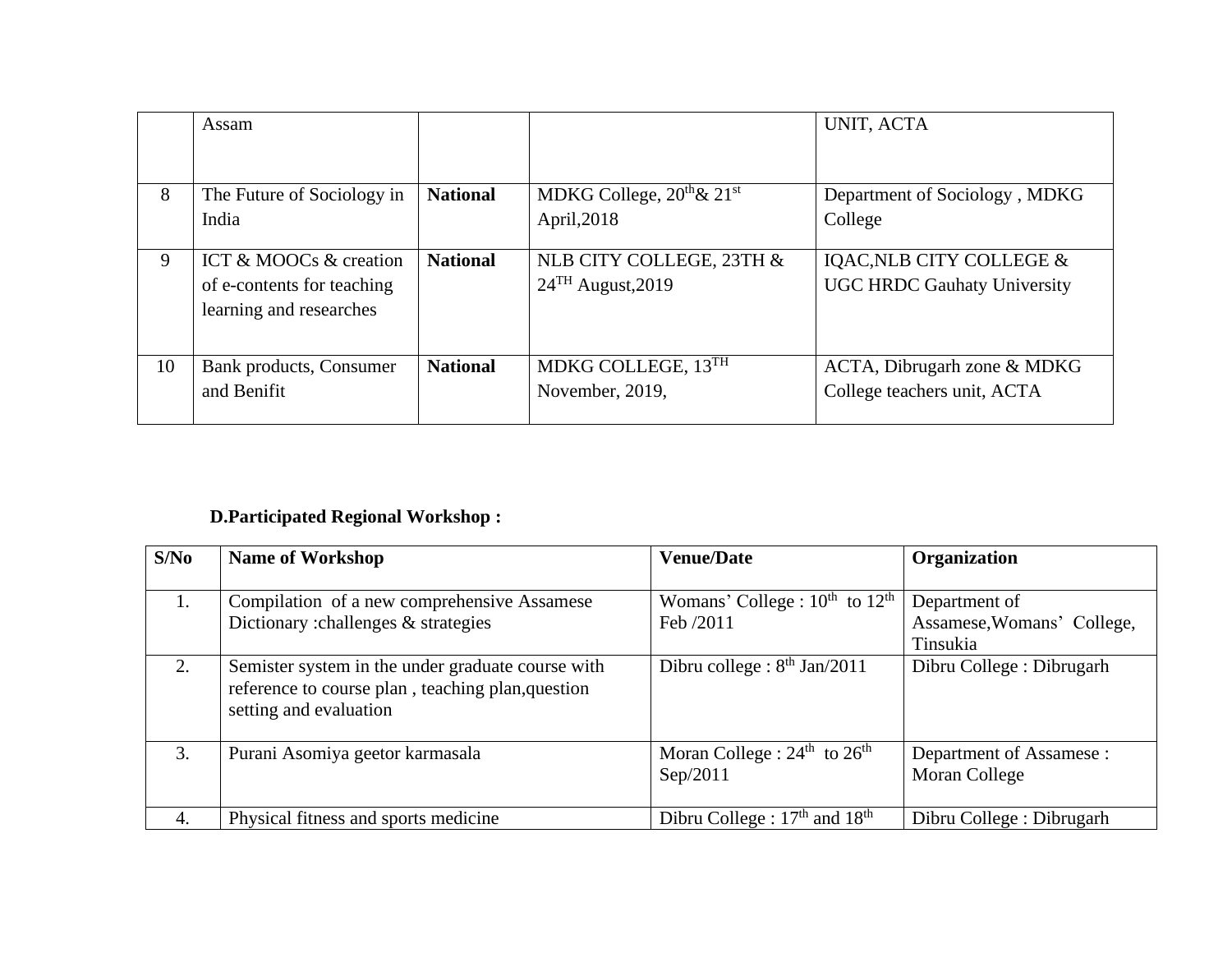|  | Assam |  |  | UNIT, ACTA |
|---|---|---|---|---|
| 8 | The Future of Sociology in India | **National** | MDKG College, 20th& 21st April,2018 | Department of Sociology , MDKG College |
| 9 | ICT & MOOCs & creation of e-contents for teaching learning and researches | **National** | NLB CITY COLLEGE, 23TH & 24TH August,2019 | IQAC,NLB CITY COLLEGE & UGC HRDC Gauhaty University |
| 10 | Bank products, Consumer and Benifit | **National** | MDKG COLLEGE, 13TH November, 2019, | ACTA, Dibrugarh zone & MDKG College teachers unit, ACTA |

**D.Participated Regional Workshop :**

| S/No | Name of Workshop | Venue/Date | Organization |
|---|---|---|---|
| 1. | Compilation of a new comprehensive Assamese Dictionary :challenges & strategies | Womans' College : 10th to 12th Feb /2011 | Department of Assamese,Womans' College, Tinsukia |
| 2. | Semister system in the under graduate course with reference to course plan , teaching plan,question setting and evaluation | Dibru college : 8th Jan/2011 | Dibru College : Dibrugarh |
| 3. | Purani Asomiya geetor karmasala | Moran College : 24th to 26th Sep/2011 | Department of Assamese : Moran College |
| 4. | Physical fitness and sports medicine | Dibru College : 17th and 18th | Dibru College : Dibrugarh |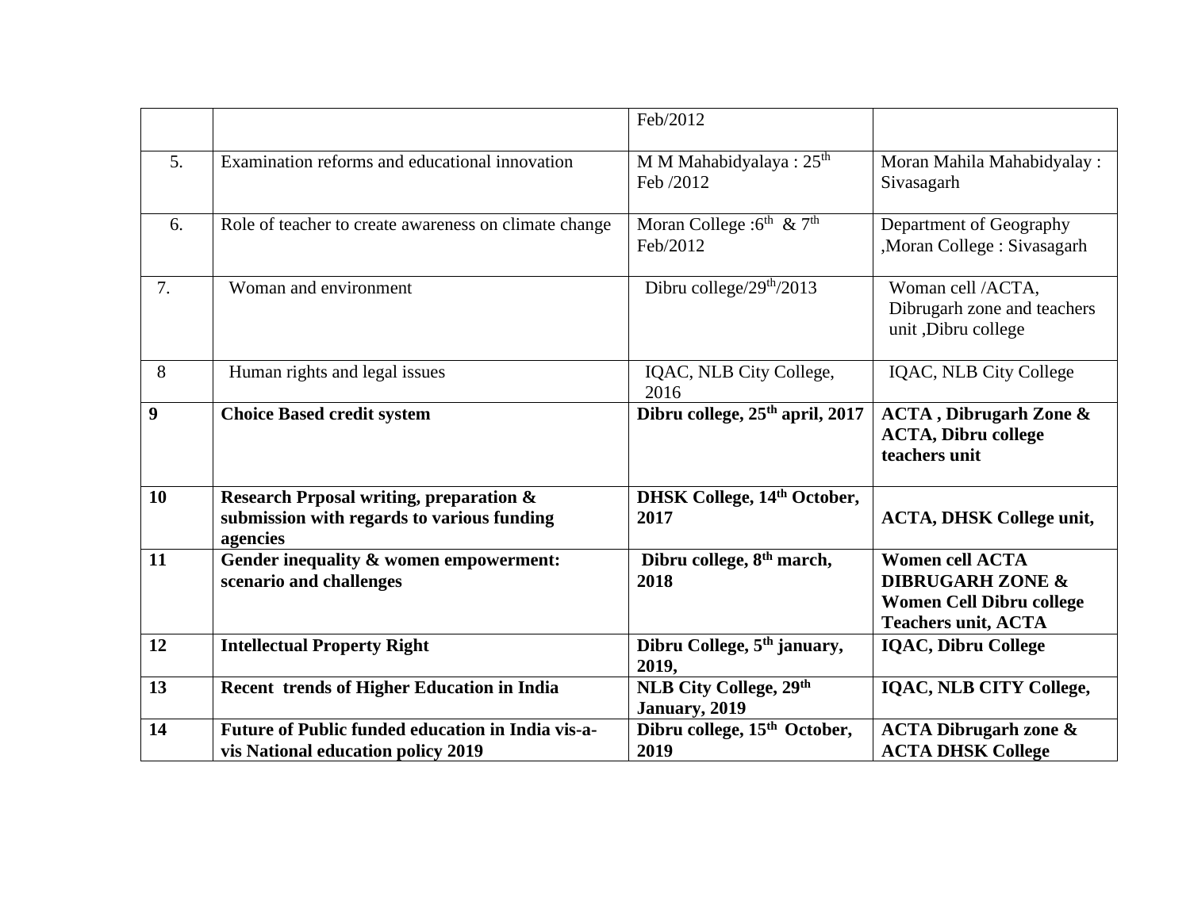| | | | |
|---|---|---|---|
| | | Feb/2012 | |
| 5. | Examination reforms and educational innovation | M M Mahabidyalaya : 25th Feb /2012 | Moran Mahila Mahabidyalay : Sivasagarh |
| 6. | Role of teacher to create awareness on climate change | Moran College :6th & 7th Feb/2012 | Department of Geography ,Moran College : Sivasagarh |
| 7. | Woman and environment | Dibru college/29th/2013 | Woman cell /ACTA, Dibrugarh zone and teachers unit ,Dibru college |
| 8 | Human rights and legal issues | IQAC, NLB City College, 2016 | IQAC, NLB City College |
| **9** | **Choice Based credit system** | **Dibru college, 25th april, 2017** | **ACTA , Dibrugarh Zone & ACTA, Dibru college teachers unit** |
| **10** | **Research Prposal writing, preparation & submission with regards to various funding agencies** | **DHSK College, 14th October, 2017** | **ACTA, DHSK College unit,** |
| **11** | **Gender inequality & women empowerment: scenario and challenges** | **Dibru college, 8th march, 2018** | **Women cell ACTA DIBRUGARH ZONE & Women Cell Dibru college Teachers unit, ACTA** |
| **12** | **Intellectual Property Right** | **Dibru College, 5th january, 2019,** | **IQAC, Dibru College** |
| **13** | **Recent trends of Higher Education in India** | **NLB City College, 29th January, 2019** | **IQAC, NLB CITY College,** |
| **14** | **Future of Public funded education in India vis-a-vis National education policy 2019** | **Dibru college, 15th October, 2019** | **ACTA Dibrugarh zone & ACTA DHSK College** |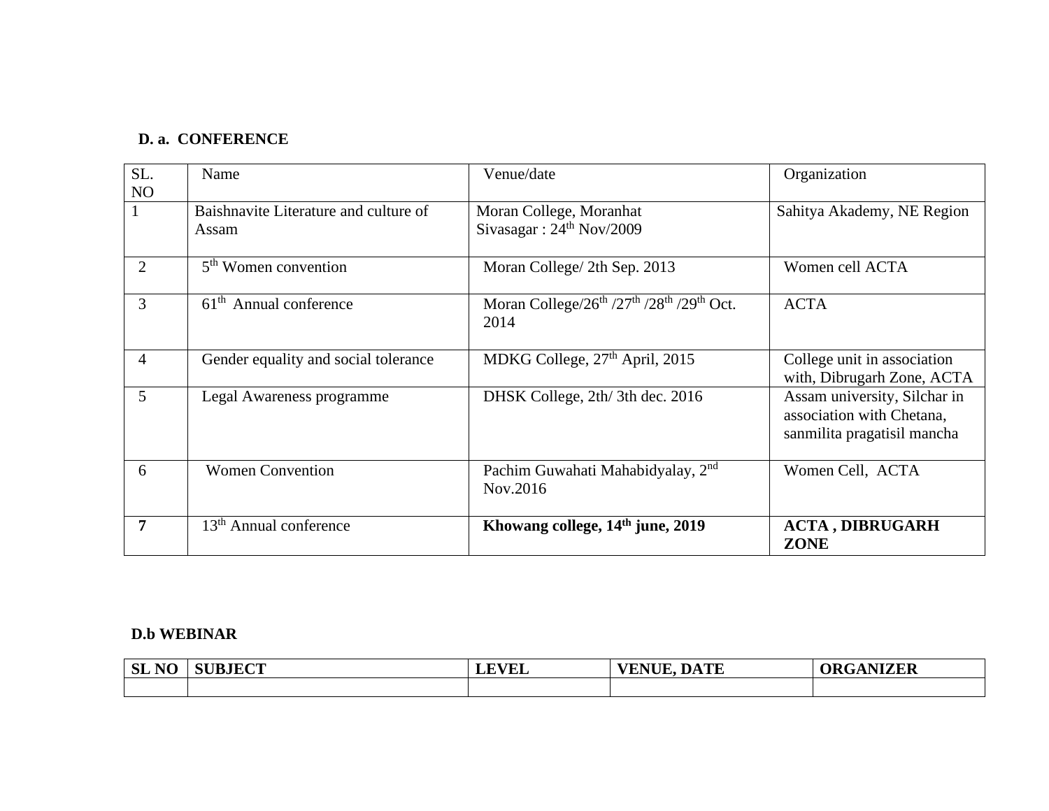**D. a. CONFERENCE**

| SL. NO | Name | Venue/date | Organization |
|---|---|---|---|
| 1 | Baishnavite Literature and culture of Assam | Moran College, Moranhat Sivasagar : 24th Nov/2009 | Sahitya Akademy, NE Region |
| 2 | 5th Women convention | Moran College/ 2th Sep. 2013 | Women cell ACTA |
| 3 | 61th Annual conference | Moran College/26th /27th /28th /29th Oct. 2014 | ACTA |
| 4 | Gender equality and social tolerance | MDKG College, 27th April, 2015 | College unit in association with, Dibrugarh Zone, ACTA |
| 5 | Legal Awareness programme | DHSK College, 2th/ 3th dec. 2016 | Assam university, Silchar in association with Chetana, sanmilita pragatisil mancha |
| 6 | Women Convention | Pachim Guwahati Mahabidyalay, 2nd Nov.2016 | Women Cell, ACTA |
| **7** | 13th Annual conference | **Khowang college, 14th june, 2019** | **ACTA , DIBRUGARH ZONE** |

**D.b WEBINAR**

| SL NO | SUBJECT | LEVEL | VENUE, DATE | ORGANIZER |
|---|---|---|---|---|
| | | | | |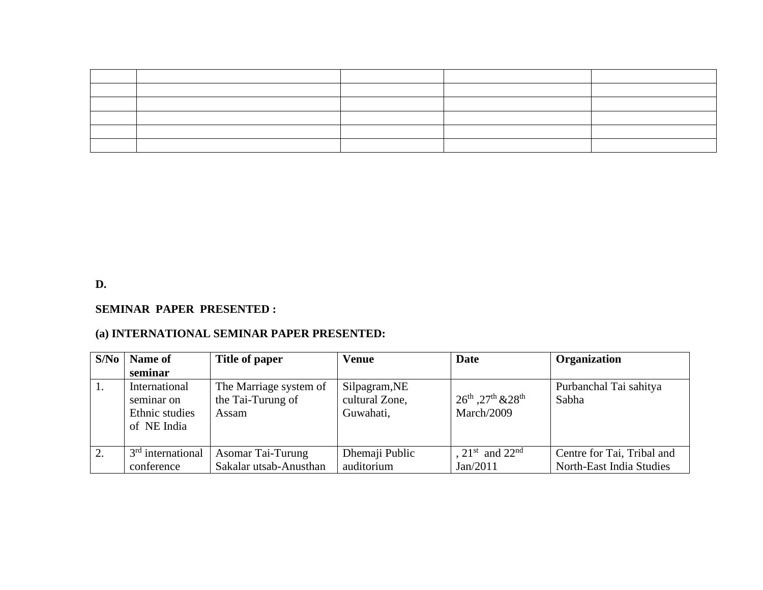| | | | | |
|---|---|---|---|---|
| | | | | |
| | | | | |
| | | | | |
| | | | | |
| | | | | |

**D.**

**SEMINAR PAPER PRESENTED :**

**(a) INTERNATIONAL SEMINAR PAPER PRESENTED:**

| S/No | Name of seminar | Title of paper | Venue | Date | Organization |
|---|---|---|---|---|---|
| 1. | International seminar on Ethnic studies of NE India | The Marriage system of the Tai-Turung of Assam | Silpagram,NE cultural Zone, Guwahati, | 26th ,27th &28th March/2009 | Purbanchal Tai sahitya Sabha |
| 2. | 3rd international conference | Asomar Tai-Turung Sakalar utsab-Anusthan | Dhemaji Public auditorium | , 21st and 22nd Jan/2011 | Centre for Tai, Tribal and North-East India Studies |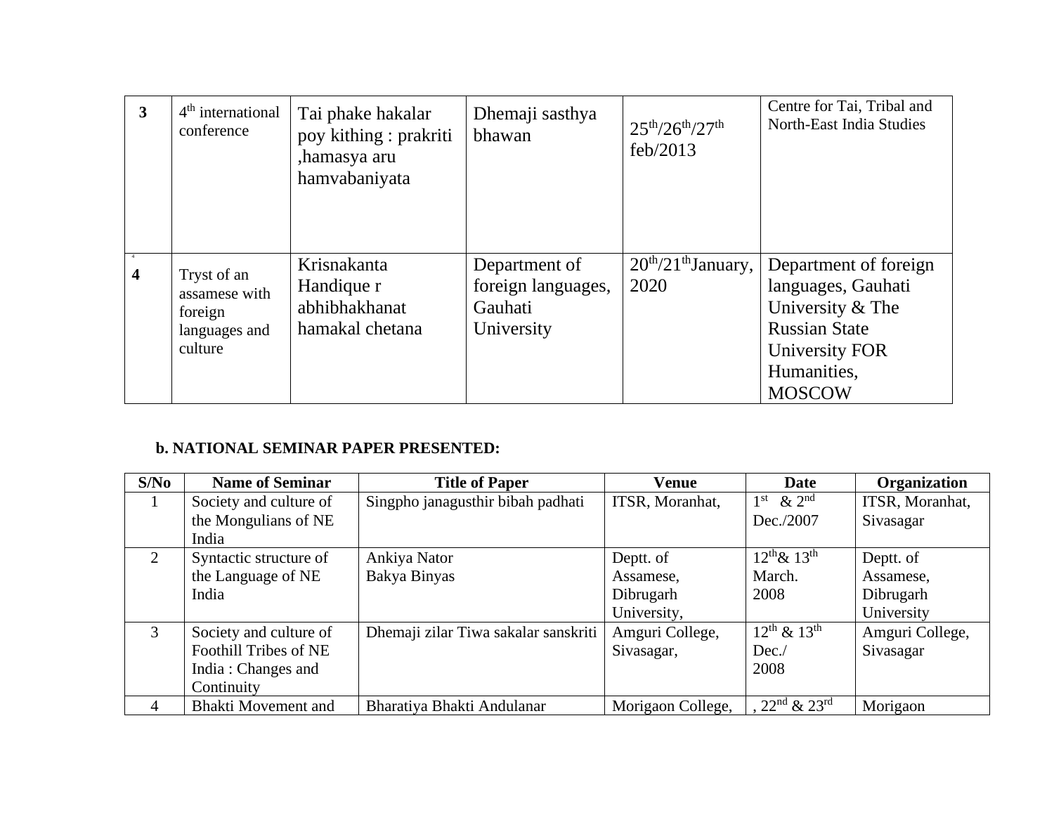| 3 | $4^{th}$ international conference | Tai phake hakalar poy kithing : prakriti ,hamasya aru hamvabaniyata | Dhemaji sasthya bhawan | $25^{th}/26^{th}/27^{th}$ feb/2013 | Centre for Tai, Tribal and North-East India Studies |
|---|---|---|---|---|---|
| 4 | Tryst of an assamese with foreign languages and culture | Krisnakanta Handique r abhibhakhanat hamakal chetana | Department of foreign languages, Gauhati University | $20^{th}/21^{th}$January, 2020 | Department of foreign languages, Gauhati University & The Russian State University FOR Humanities, MOSCOW |

**b. NATIONAL SEMINAR PAPER PRESENTED:**

| S/No | Name of Seminar | Title of Paper | Venue | Date | Organization |
|---|---|---|---|---|---|
| 1 | Society and culture of the Mongulians of NE India | Singpho janagusthir bibah padhati | ITSR, Moranhat, | $1^{st}$ & $2^{nd}$ Dec./2007 | ITSR, Moranhat, Sivasagar |
| 2 | Syntactic structure of the Language of NE India | Ankiya Nator Bakya Binyas | Deptt. of Assamese, Dibrugarh University, | $12^{th}$& $13^{th}$ March. 2008 | Deptt. of Assamese, Dibrugarh University |
| 3 | Society and culture of Foothill Tribes of NE India : Changes and Continuity | Dhemaji zilar Tiwa sakalar sanskriti | Amguri College, Sivasagar, | $12^{th}$ & $13^{th}$ Dec./ 2008 | Amguri College, Sivasagar |
| 4 | Bhakti Movement and | Bharatiya Bhakti Andulanar | Morigaon College, | , $22^{nd}$ & $23^{rd}$ | Morigaon |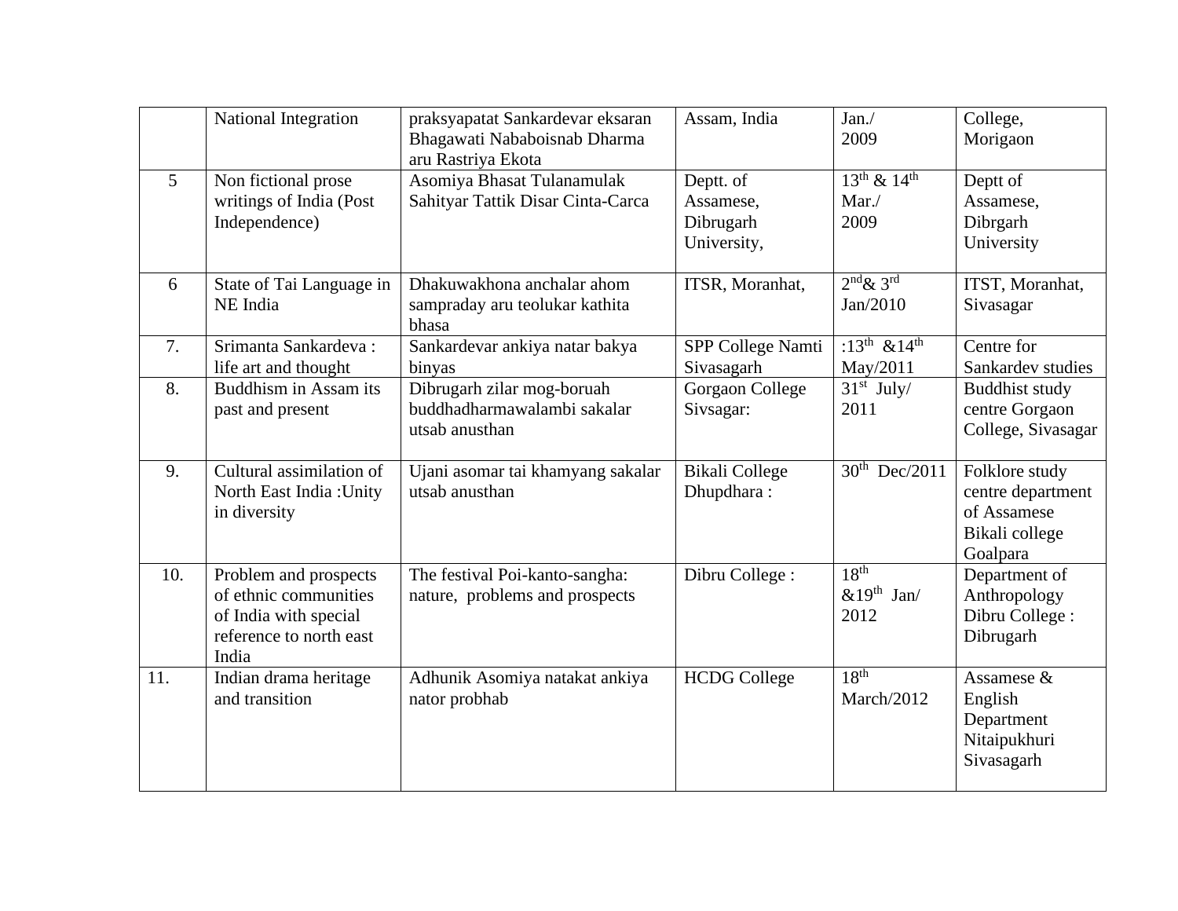|  | National Integration | praksyapatat Sankardevar eksaran Bhagawati Nababoisnab Dharma aru Rastriya Ekota | Assam, India | Jan./ 2009 | College, Morigaon |
|---|---|---|---|---|---|
| 5 | Non fictional prose writings of India (Post Independence) | Asomiya Bhasat Tulanamulak Sahityar Tattik Disar Cinta-Carca | Deptt. of Assamese, Dibrugarh University, | 13th & 14th Mar./ 2009 | Deptt of Assamese, Dibrgarh University |
| 6 | State of Tai Language in NE India | Dhakuwakhona anchalar ahom sampraday aru teolukar kathita bhasa | ITSR, Moranhat, | 2nd& 3rd Jan/2010 | ITST, Moranhat, Sivasagar |
| 7. | Srimanta Sankardeva : life art and thought | Sankardevar ankiya natar bakya binyas | SPP College Namti Sivasagarh | :13th &14th May/2011 | Centre for Sankardev studies |
| 8. | Buddhism in Assam its past and present | Dibrugarh zilar mog-boruah buddhadharmawalambi sakalar utsab anusthan | Gorgaon College Sivsagar: | 31st July/ 2011 | Buddhist study centre Gorgaon College, Sivasagar |
| 9. | Cultural assimilation of North East India :Unity in diversity | Ujani asomar tai khamyang sakalar utsab anusthan | Bikali College Dhupdhara : | 30th Dec/2011 | Folklore study centre department of Assamese Bikali college Goalpara |
| 10. | Problem and prospects of ethnic communities of India with special reference to north east India | The festival Poi-kanto-sangha: nature, problems and prospects | Dibru College : | 18th &19th Jan/ 2012 | Department of Anthropology Dibru College : Dibrugarh |
| 11. | Indian drama heritage and transition | Adhunik Asomiya natakat ankiya nator probhab | HCDG College | 18th March/2012 | Assamese & English Department Nitaipukhuri Sivasagarh |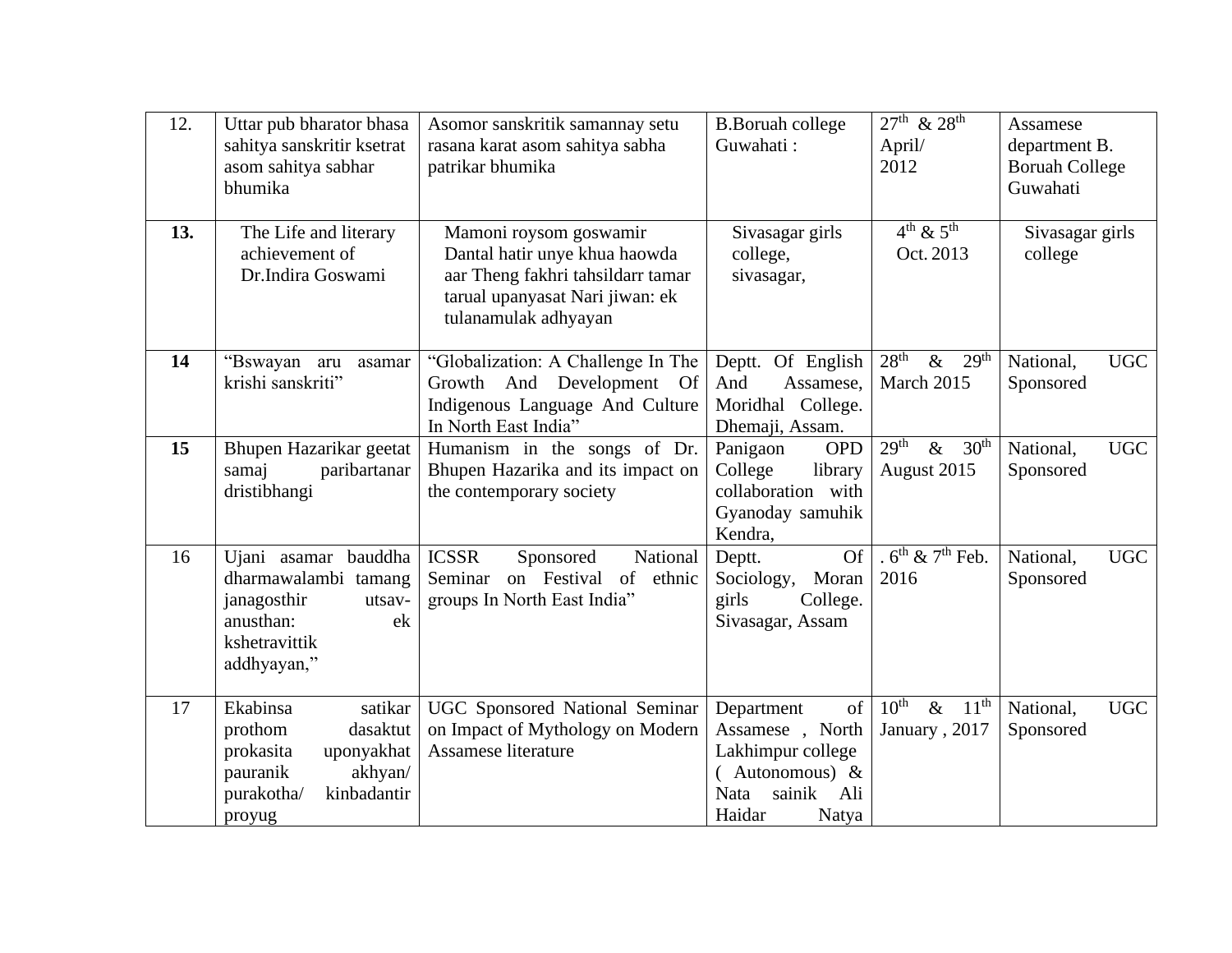| 12. | Uttar pub bharator bhasa sahitya sanskritir ksetrat asom sahitya sabhar bhumika | Asomor sanskritik samannay setu rasana karat asom sahitya sabha patrikar bhumika | B.Boruah college Guwahati : | 27th & 28th April/ 2012 | Assamese department B. Boruah College Guwahati |
|---|---|---|---|---|---|
| **13.** | The Life and literary achievement of Dr.Indira Goswami | Mamoni roysom goswamir Dantal hatir unye khua haowda aar Theng fakhri tahsildarr tamar tarual upanyasat Nari jiwan: ek tulanamulak adhyayan | Sivasagar girls college, sivasagar, | 4th & 5th Oct. 2013 | Sivasagar girls college |
| **14** | "Bswayan aru asamar krishi sanskriti" | "Globalization: A Challenge In The Growth And Development Of Indigenous Language And Culture In North East India" | Deptt. Of English And Assamese, Moridhal College. Dhemaji, Assam. | 28th & 29th March 2015 | National, UGC Sponsored |
| **15** | Bhupen Hazarikar geetat samaj paribartanar dristibhangi | Humanism in the songs of Dr. Bhupen Hazarika and its impact on the contemporary society | Panigaon OPD College library collaboration with Gyanoday samuhik Kendra, | 29th & 30th August 2015 | National, UGC Sponsored |
| 16 | Ujani asamar bauddha dharmawalambi tamang janagosthir utsav-anusthan: ek kshetravittik addhyayan," | ICSSR Sponsored National Seminar on Festival of ethnic groups In North East India" | Deptt. Of Sociology, Moran girls College. Sivasagar, Assam | . 6th & 7th Feb. 2016 | National, UGC Sponsored |
| 17 | Ekabinsa satikar prothom dasaktut prokasita uponyakhat pauranik akhyan/ purakotha/ kinbadantir proyug | UGC Sponsored National Seminar on Impact of Mythology on Modern Assamese literature | Department of Assamese , North Lakhimpur college ( Autonomous) & Nata sainik Ali Haidar Natya | 10th & 11th January , 2017 | National, UGC Sponsored |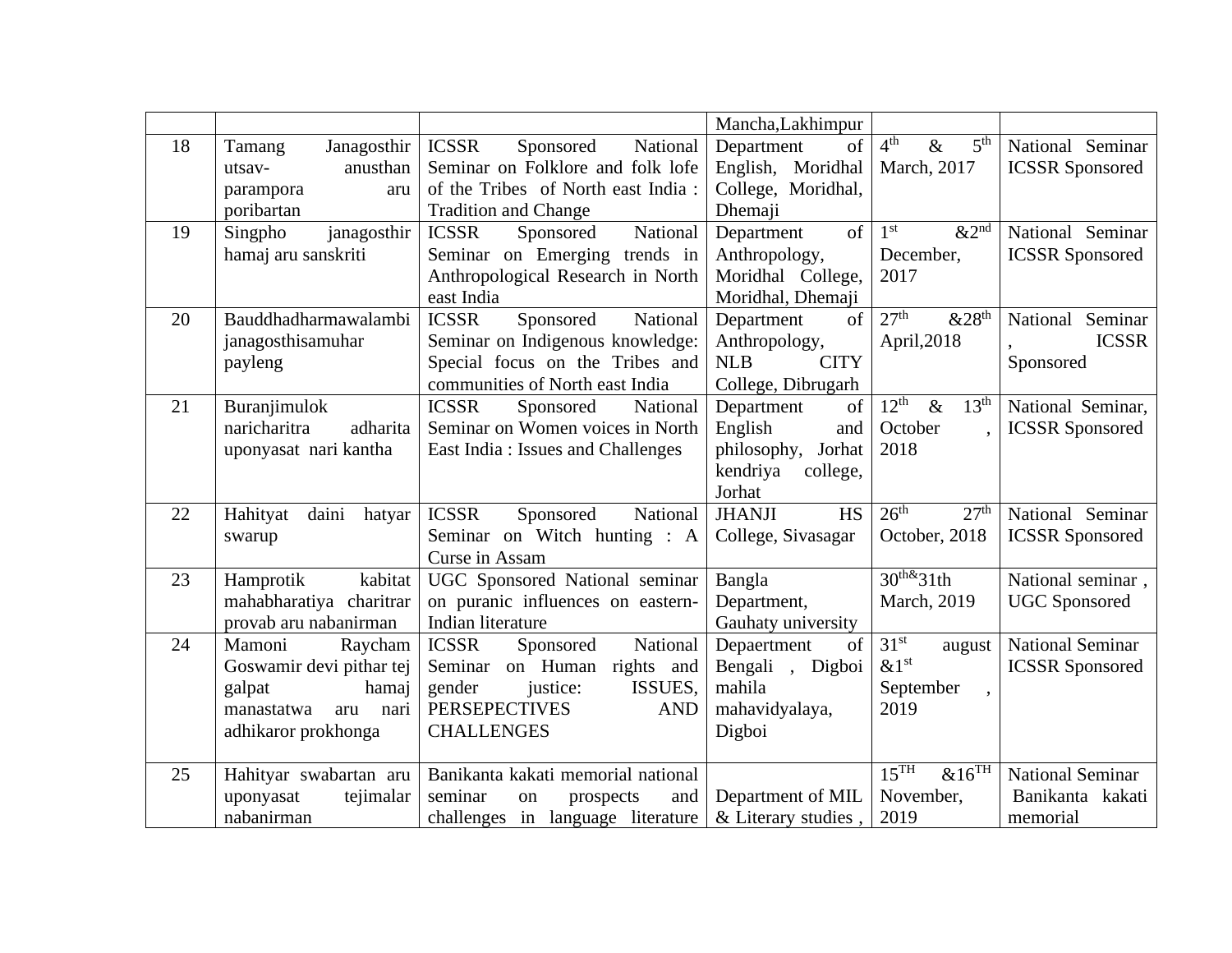| | | | | | |
|---|---|---|---|---|---|
| | | | Mancha,Lakhimpur | | |
| 18 | Tamang Janagosthir utsav- anusthan parampora aru poribartan | ICSSR Sponsored National Seminar on Folklore and folk lofe of the Tribes of North east India : Tradition and Change | Department of English, Moridhal College, Moridhal, Dhemaji | 4th & 5th March, 2017 | National Seminar ICSSR Sponsored |
| 19 | Singpho janagosthir hamaj aru sanskriti | ICSSR Sponsored National Seminar on Emerging trends in Anthropological Research in North east India | Department of Anthropology, Moridhal College, Moridhal, Dhemaji | 1st &2nd December, 2017 | National Seminar ICSSR Sponsored |
| 20 | Bauddhadharmawalambi janagosthisamuhar payleng | ICSSR Sponsored National Seminar on Indigenous knowledge: Special focus on the Tribes and communities of North east India | Department of Anthropology, NLB CITY College, Dibrugarh | 27th &28th April,2018 | National Seminar , ICSSR Sponsored |
| 21 | Buranjimulok naricharitra adharita uponyasat nari kantha | ICSSR Sponsored National Seminar on Women voices in North East India : Issues and Challenges | Department of English and philosophy, Jorhat kendriya college, Jorhat | 12th & 13th October , 2018 | National Seminar, ICSSR Sponsored |
| 22 | Hahityat daini hatyar swarup | ICSSR Sponsored National Seminar on Witch hunting : A Curse in Assam | JHANJI HS College, Sivasagar | 26th 27th October, 2018 | National Seminar ICSSR Sponsored |
| 23 | Hamprotik kabitat mahabharatiya charitrar provab aru nabanirman | UGC Sponsored National seminar on puranic influences on eastern-Indian literature | Bangla Department, Gauhaty university | 30th&31th March, 2019 | National seminar , UGC Sponsored |
| 24 | Mamoni Raycham Goswamir devi pithar tej galpat hamaj manastatwa aru nari adhikaror prokhonga | ICSSR Sponsored National Seminar on Human rights and gender justice: ISSUES, PERSEPECTIVES AND CHALLENGES | Depaertment of Bengali , Digboi mahila mahavidyalaya, Digboi | 31st august &1st September , 2019 | National Seminar ICSSR Sponsored |
| 25 | Hahityar swabartan aru uponyasat tejimalar nabanirman | Banikanta kakati memorial national seminar on prospects and challenges in language literature | Department of MIL & Literary studies , | 15TH &16TH November, 2019 | National Seminar Banikanta kakati memorial |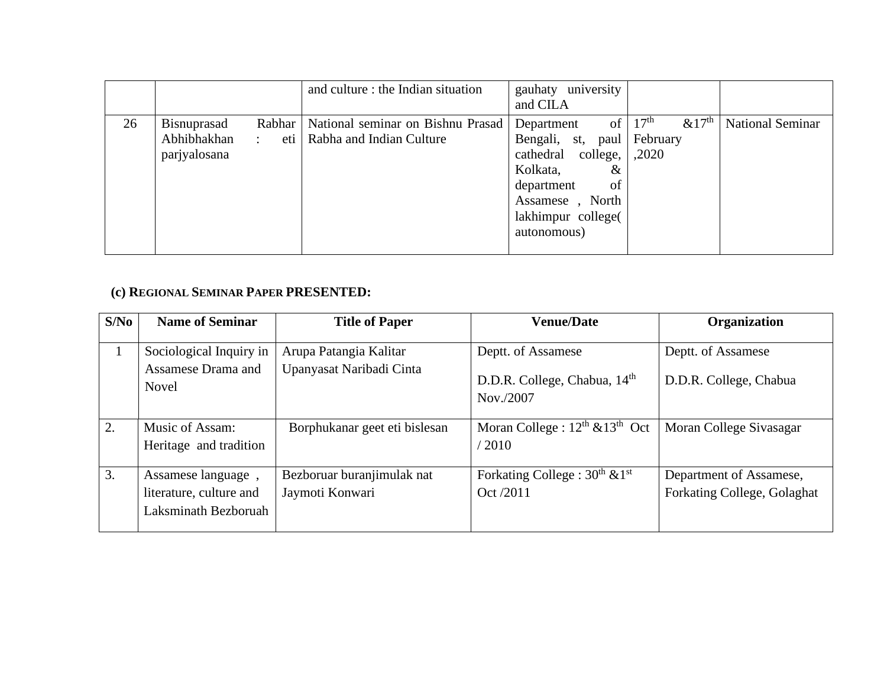| | | | | | |
|---|---|---|---|---|---|
| | | and culture : the Indian situation | gauhaty university and CILA | | |
| 26 | Bisnuprasad Rabhar Abhibhakhan : eti parjyalosana | National seminar on Bishnu Prasad Rabha and Indian Culture | Department of Bengali, st, paul cathedral college, Kolkata, & department of Assamese , North lakhimpur college( autonomous) | 17th &17th February ,2020 | National Seminar |

**(c) REGIONAL SEMINAR PAPER PRESENTED:**

| S/No | Name of Seminar | Title of Paper | Venue/Date | Organization |
|---|---|---|---|---|
| 1 | Sociological Inquiry in Assamese Drama and Novel | Arupa Patangia Kalitar Upanyasat Naribadi Cinta | Deptt. of Assamese D.D.R. College, Chabua, 14th Nov./2007 | Deptt. of Assamese D.D.R. College, Chabua |
| 2. | Music of Assam: Heritage and tradition | Borphukanar geet eti bislesan | Moran College : 12th &13th Oct / 2010 | Moran College Sivasagar |
| 3. | Assamese language , literature, culture and Laksminath Bezboruah | Bezboruar buranjimulak nat Jaymoti Konwari | Forkating College : 30th &1st Oct /2011 | Department of Assamese, Forkating College, Golaghat |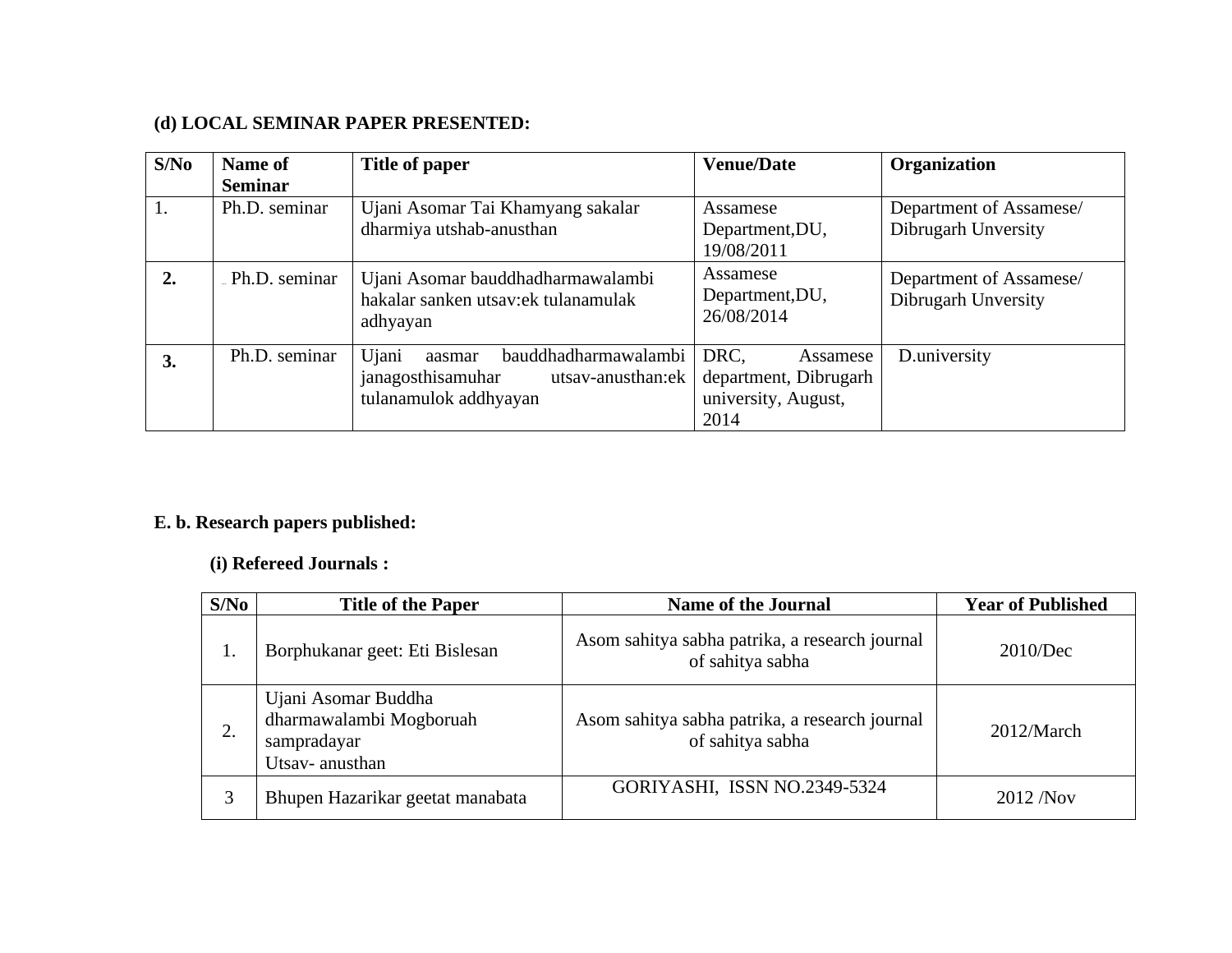**(d) LOCAL SEMINAR PAPER PRESENTED:**

| S/No | Name of Seminar | Title of paper | Venue/Date | Organization |
|---|---|---|---|---|
| 1. | Ph.D. seminar | Ujani Asomar Tai Khamyang sakalar dharmiya utshab-anusthan | Assamese Department,DU, 19/08/2011 | Department of Assamese/ Dibrugarh Unversity |
| **2.** | Ph.D. seminar | Ujani Asomar bauddhadharmawalambi hakalar sanken utsav:ek tulanamulak adhyayan | Assamese Department,DU, 26/08/2014 | Department of Assamese/ Dibrugarh Unversity |
| **3.** | Ph.D. seminar | Ujani aasmar bauddhadharmawalambi janagosthisamuhar utsav-anusthan:ek tulanamulok addhyayan | DRC, Assamese department, Dibrugarh university, August, 2014 | D.university |

**E. b. Research papers published:**

**(i) Refereed Journals :**

| S/No | Title of the Paper | Name of the Journal | Year of Published |
|---|---|---|---|
| 1. | Borphukanar geet: Eti Bislesan | Asom sahitya sabha patrika, a research journal of sahitya sabha | 2010/Dec |
| 2. | Ujani Asomar Buddha dharmawalambi Mogboruah sampradayar Utsav- anusthan | Asom sahitya sabha patrika, a research journal of sahitya sabha | 2012/March |
| 3 | Bhupen Hazarikar geetat manabata | GORIYASHI, ISSN NO.2349-5324 | 2012 /Nov |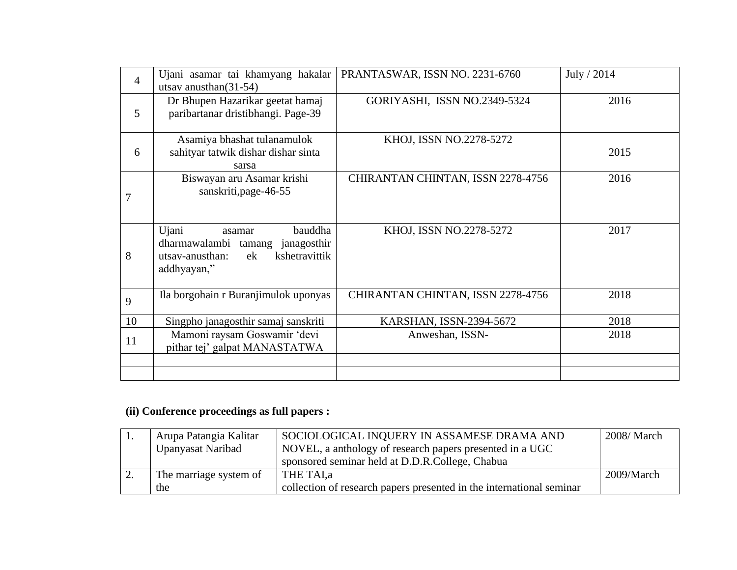| | | | |
|---|---|---|---|
| 4 | Ujani asamar tai khamyang hakalar utsav anusthan(31-54) | PRANTASWAR, ISSN NO. 2231-6760 | July / 2014 |
| 5 | Dr Bhupen Hazarikar geetat hamaj paribartanar dristibhangi. Page-39 | GORIYASHI, ISSN NO.2349-5324 | 2016 |
| 6 | Asamiya bhashat tulanamulok sahityar tatwik dishar dishar sinta sarsa | KHOJ, ISSN NO.2278-5272 | 2015 |
| 7 | Biswayan aru Asamar krishi sanskriti,page-46-55 | CHIRANTAN CHINTAN, ISSN 2278-4756 | 2016 |
| 8 | Ujani asamar bauddha dharmawalambi tamang janagosthir utsav-anusthan: ek kshetravittik addhyayan," | KHOJ, ISSN NO.2278-5272 | 2017 |
| 9 | Ila borgohain r Buranjimulok uponyas | CHIRANTAN CHINTAN, ISSN 2278-4756 | 2018 |
| 10 | Singpho janagosthir samaj sanskriti | KARSHAN, ISSN-2394-5672 | 2018 |
| 11 | Mamoni raysam Goswamir 'devi pithar tej' galpat MANASTATWA | Anweshan, ISSN- | 2018 |
| | | | |
| | | | |

**(ii) Conference proceedings as full papers :**

| | | | |
|---|---|---|---|
| 1. | Arupa Patangia Kalitar Upanyasat Naribad | SOCIOLOGICAL INQUERY IN ASSAMESE DRAMA AND NOVEL, a anthology of research papers presented in a UGC sponsored seminar held at D.D.R.College, Chabua | 2008/ March |
| 2. | The marriage system of the | THE TAI,a collection of research papers presented in the international seminar | 2009/March |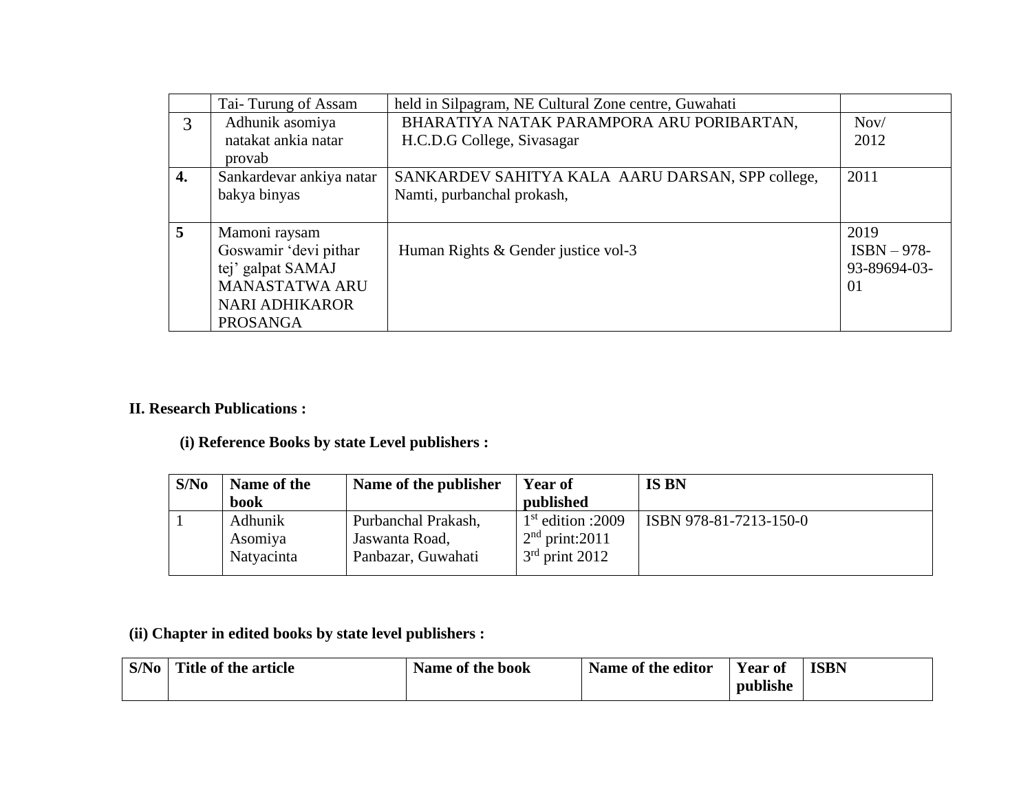|  | Tai- Turung of Assam | held in Silpagram, NE Cultural Zone centre, Guwahati |  |
|---|---|---|---|
| 3 | Adhunik asomiya natakat ankia natar provab | BHARATIYA NATAK PARAMPORA ARU PORIBARTAN, H.C.D.G College, Sivasagar | Nov/ 2012 |
| **4.** | Sankardevar ankiya natar bakya binyas | SANKARDEV SAHITYA KALA AARU DARSAN, SPP college, Namti, purbanchal prokash, | 2011 |
| **5** | Mamoni raysam Goswamir 'devi pithar tej' galpat SAMAJ MANASTATWA ARU NARI ADHIKAROR PROSANGA | Human Rights & Gender justice vol-3 | 2019 ISBN – 978-93-89694-03-01 |

**II. Research Publications :**

**(i) Reference Books by state Level publishers :**

| S/No | Name of the book | Name of the publisher | Year of published | IS BN |
|---|---|---|---|---|
| 1 | Adhunik Asomiya Natyacinta | Purbanchal Prakash, Jaswanta Road, Panbazar, Guwahati | 1st edition :2009<br>2nd print:2011<br>3rd print 2012 | ISBN 978-81-7213-150-0 |

**(ii) Chapter in edited books by state level publishers :**

| S/No | Title of the article | Name of the book | Name of the editor | Year of publishe | ISBN |
|---|---|---|---|---|---|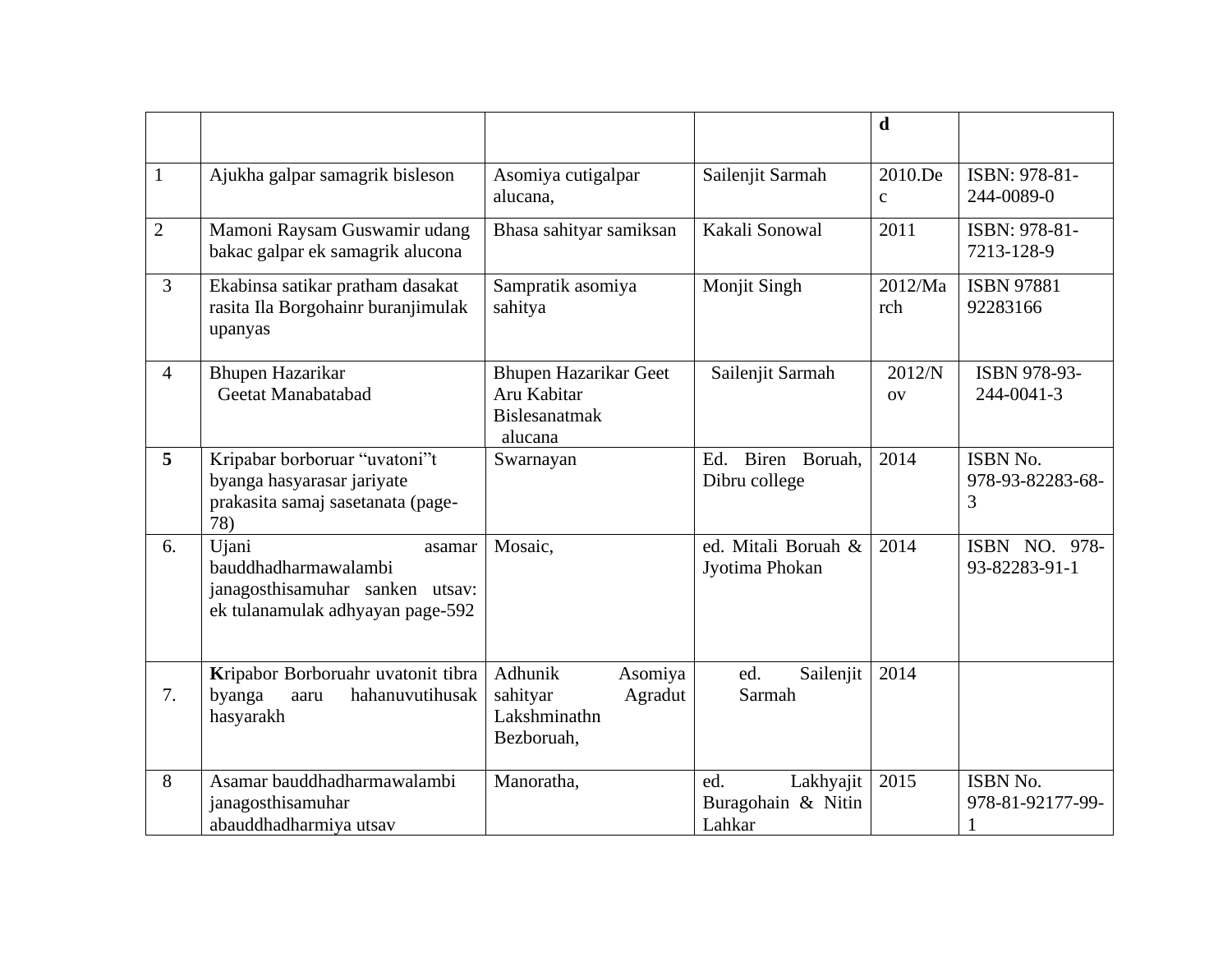| | | | | d | |
|---|---|---|---|---|---|
| 1 | Ajukha galpar samagrik bisleson | Asomiya cutigalpar alucana, | Sailenjit Sarmah | 2010.Dec | ISBN: 978-81-244-0089-0 |
| 2 | Mamoni Raysam Guswamir udang bakac galpar ek samagrik alucona | Bhasa sahityar samiksan | Kakali Sonowal | 2011 | ISBN: 978-81-7213-128-9 |
| 3 | Ekabinsa satikar pratham dasakat rasita Ila Borgohainr buranjimulak upanyas | Sampratik asomiya sahitya | Monjit Singh | 2012/March | ISBN 97881 92283166 |
| 4 | Bhupen Hazarikar Geetat Manabatabad | Bhupen Hazarikar Geet Aru Kabitar Bislesanatmak alucana | Sailenjit Sarmah | 2012/Nov | ISBN 978-93-244-0041-3 |
| **5** | Kripabar borboruar "uvatoni"t byanga hasyarasar jariyate prakasita samaj sasetanata (page-78) | Swarnayan | Ed. Biren Boruah, Dibru college | 2014 | ISBN No. 978-93-82283-68-3 |
| 6. | Ujani asamar bauddhadharmawalambi janagosthisamuhar sanken utsav: ek tulanamulak adhyayan page-592 | Mosaic, | ed. Mitali Boruah & Jyotima Phokan | 2014 | ISBN NO. 978-93-82283-91-1 |
| 7. | **K**ripabor Borboruahr uvatonit tibra byanga aaru hahanuvutihusak hasyarakh | Adhunik Asomiya sahityar Agradut Lakshminathn Bezboruah, | ed. Sailenjit Sarmah | 2014 | |
| 8 | Asamar bauddhadharmawalambi janagosthisamuhar abauddhadharmiya utsav | Manoratha, | ed. Lakhyajit Buragohain & Nitin Lahkar | 2015 | ISBN No. 978-81-92177-99-1 |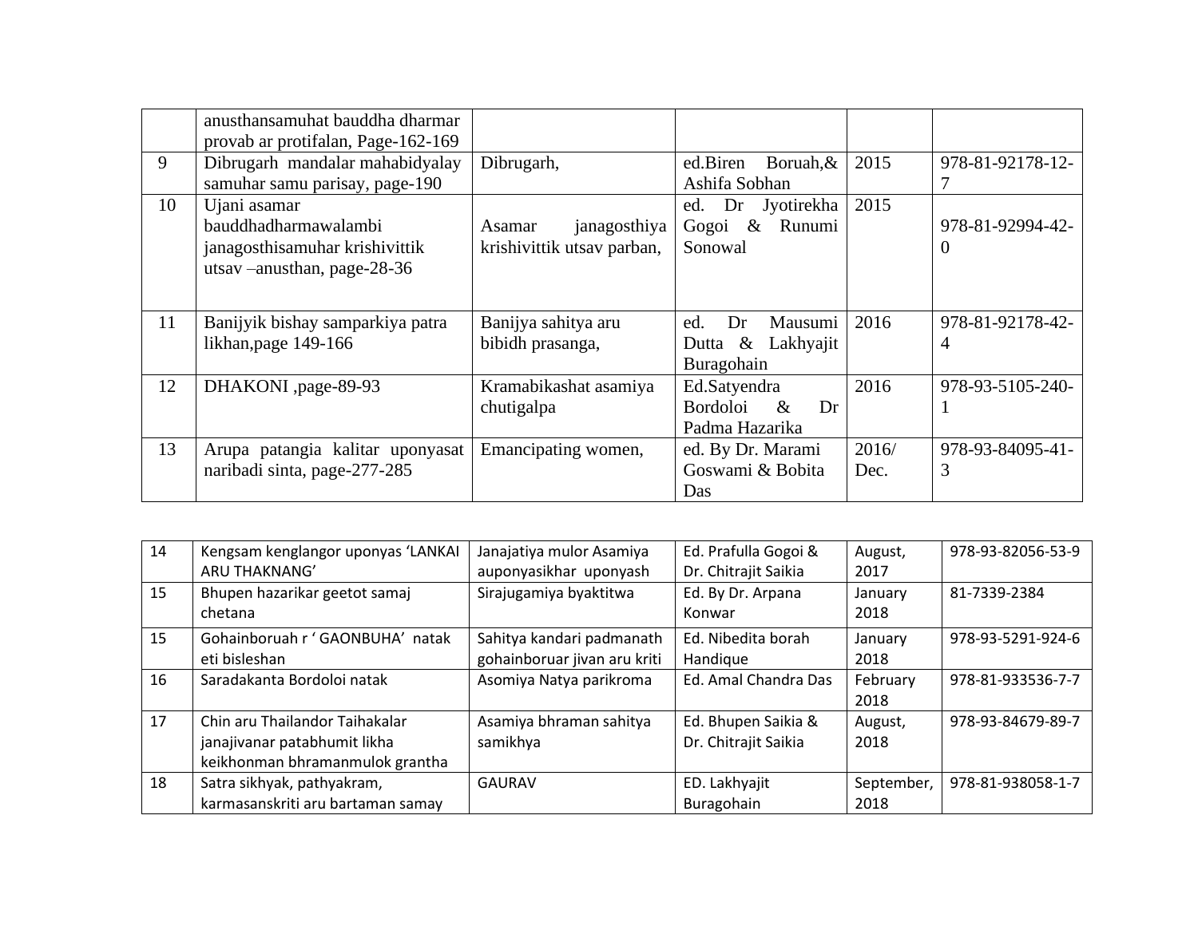| | | | | | |
|---|---|---|---|---|---|
| | anusthansamuhat bauddha dharmar provab ar protifalan, Page-162-169 | | | | |
| 9 | Dibrugarh mandalar mahabidyalay samuhar samu parisay, page-190 | Dibrugarh, | ed.Biren Boruah,& Ashifa Sobhan | 2015 | 978-81-92178-12-7 |
| 10 | Ujani asamar bauddhadharmawalambi janagosthisamuhar krishivittik utsav –anusthan, page-28-36 | Asamar janagosthiya krishivittik utsav parban, | ed. Dr Jyotirekha Gogoi & Runumi Sonowal | 2015 | 978-81-92994-42-0 |
| 11 | Banijyik bishay samparkiya patra likhan,page 149-166 | Banijya sahitya aru bibidh prasanga, | ed. Dr Mausumi Dutta & Lakhyajit Buragohain | 2016 | 978-81-92178-42-4 |
| 12 | DHAKONI ,page-89-93 | Kramabikashat asamiya chutigalpa | Ed.Satyendra Bordoloi & Dr Padma Hazarika | 2016 | 978-93-5105-240-1 |
| 13 | Arupa patangia kalitar uponyasat naribadi sinta, page-277-285 | Emancipating women, | ed. By Dr. Marami Goswami & Bobita Das | 2016/ Dec. | 978-93-84095-41-3 |

| | | | | | |
|---|---|---|---|---|---|
| 14 | Kengsam kenglangor uponyas 'LANKAI ARU THAKNANG' | Janajatiya mulor Asamiya auponyasikhar uponyash | Ed. Prafulla Gogoi & Dr. Chitrajit Saikia | August, 2017 | 978-93-82056-53-9 |
| 15 | Bhupen hazarikar geetot samaj chetana | Sirajugamiya byaktitwa | Ed. By Dr. Arpana Konwar | January 2018 | 81-7339-2384 |
| 15 | Gohainboruah r ' GAONBUHA' natak eti bisleshan | Sahitya kandari padmanath gohainboruar jivan aru kriti | Ed. Nibedita borah Handique | January 2018 | 978-93-5291-924-6 |
| 16 | Saradakanta Bordoloi natak | Asomiya Natya parikroma | Ed. Amal Chandra Das | February 2018 | 978-81-933536-7-7 |
| 17 | Chin aru Thailandor Taihakalar janajivanar patabhumit likha keikhonman bhramanmulok grantha | Asamiya bhraman sahitya samikhya | Ed. Bhupen Saikia & Dr. Chitrajit Saikia | August, 2018 | 978-93-84679-89-7 |
| 18 | Satra sikhyak, pathyakram, karmasanskriti aru bartaman samay | GAURAV | ED. Lakhyajit Buragohain | September, 2018 | 978-81-938058-1-7 |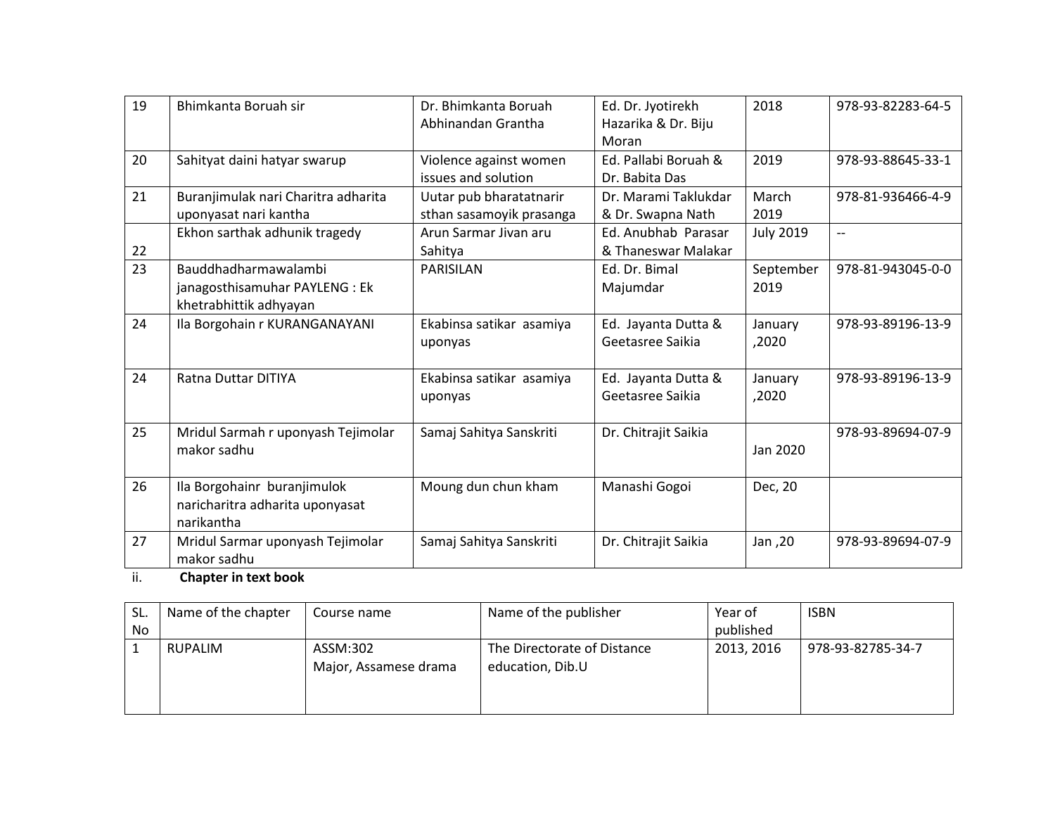| 19 | Bhimkanta Boruah sir | Dr. Bhimkanta Boruah Abhinandan Grantha | Ed. Dr. Jyotirekh Hazarika & Dr. Biju Moran | 2018 | 978-93-82283-64-5 |
|---|---|---|---|---|---|
| 20 | Sahityat daini hatyar swarup | Violence against women issues and solution | Ed. Pallabi Boruah & Dr. Babita Das | 2019 | 978-93-88645-33-1 |
| 21 | Buranjimulak nari Charitra adharita uponyasat nari kantha | Uutar pub bharatatnarir sthan sasamoyik prasanga | Dr. Marami Taklukdar & Dr. Swapna Nath | March 2019 | 978-81-936466-4-9 |
| 22 | Ekhon sarthak adhunik tragedy | Arun Sarmar Jivan aru Sahitya | Ed. Anubhab Parasar & Thaneswar Malakar | July 2019 | -- |
| 23 | Bauddhadharmawalambi janagosthisamuhar PAYLENG : Ek khetrabhittik adhyayan | PARISILAN | Ed. Dr. Bimal Majumdar | September 2019 | 978-81-943045-0-0 |
| 24 | Ila Borgohain r KURANGANAYANI | Ekabinsa satikar asamiya uponyas | Ed. Jayanta Dutta & Geetasree Saikia | January ,2020 | 978-93-89196-13-9 |
| 24 | Ratna Duttar DITIYA | Ekabinsa satikar asamiya uponyas | Ed. Jayanta Dutta & Geetasree Saikia | January ,2020 | 978-93-89196-13-9 |
| 25 | Mridul Sarmah r uponyash Tejimolar makor sadhu | Samaj Sahitya Sanskriti | Dr. Chitrajit Saikia | Jan 2020 | 978-93-89694-07-9 |
| 26 | Ila Borgohainr buranjimulok naricharitra adharita uponyasat narikantha | Moung dun chun kham | Manashi Gogoi | Dec, 20 | |
| 27 | Mridul Sarmar uponyash Tejimolar makor sadhu | Samaj Sahitya Sanskriti | Dr. Chitrajit Saikia | Jan ,20 | 978-93-89694-07-9 |

ii. **Chapter in text book**

| SL. No | Name of the chapter | Course name | Name of the publisher | Year of published | ISBN |
|---|---|---|---|---|---|
| 1 | RUPALIM | ASSM:302 Major, Assamese drama | The Directorate of Distance education, Dib.U | 2013, 2016 | 978-93-82785-34-7 |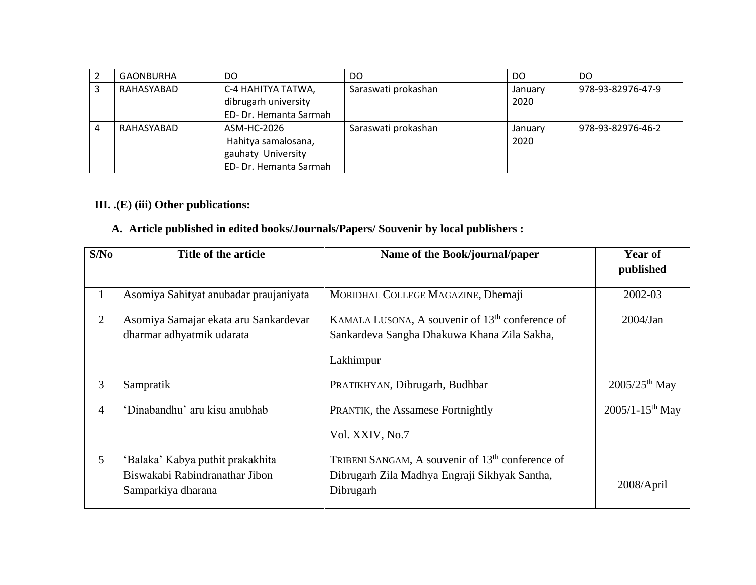| 2 | GAONBURHA | DO | DO | DO | DO |
|---|---|---|---|---|---|
| 3 | RAHASYABAD | C-4 HAHITYA TATWA, dibrugarh university ED- Dr. Hemanta Sarmah | Saraswati prokashan | January 2020 | 978-93-82976-47-9 |
| 4 | RAHASYABAD | ASM-HC-2026 Hahitya samalosana, gauhaty University ED- Dr. Hemanta Sarmah | Saraswati prokashan | January 2020 | 978-93-82976-46-2 |

**III. .(E) (iii) Other publications:**

**A. Article published in edited books/Journals/Papers/ Souvenir by local publishers :**

| S/No | Title of the article | Name of the Book/journal/paper | Year of published |
|---|---|---|---|
| 1 | Asomiya Sahityat anubadar praujaniyata | MORIDHAL COLLEGE MAGAZINE, Dhemaji | 2002-03 |
| 2 | Asomiya Samajar ekata aru Sankardevar dharmar adhyatmik udarata | KAMALA LUSONA, A souvenir of 13th conference of Sankardeva Sangha Dhakuwa Khana Zila Sakha, Lakhimpur | 2004/Jan |
| 3 | Sampratik | PRATIKHYAN, Dibrugarh, Budhbar | 2005/25th May |
| 4 | 'Dinabandhu' aru kisu anubhab | PRANTIK, the Assamese Fortnightly Vol. XXIV, No.7 | 2005/1-15th May |
| 5 | 'Balaka' Kabya puthit prakakhita Biswakabi Rabindranathar Jibon Samparkiya dharana | TRIBENI SANGAM, A souvenir of 13th conference of Dibrugarh Zila Madhya Engraji Sikhyak Santha, Dibrugarh | 2008/April |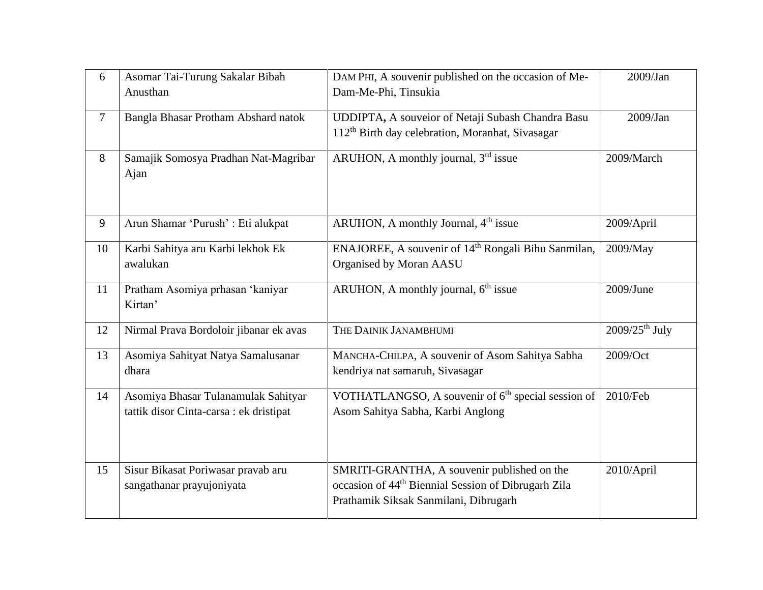| 6 | Asomar Tai-Turung Sakalar Bibah Anusthan | DAM PHI, A souvenir published on the occasion of Me-Dam-Me-Phi, Tinsukia | 2009/Jan |
|---|---|---|---|
| 7 | Bangla Bhasar Protham Abshard natok | UDDIPTA, A souveior of Netaji Subash Chandra Basu 112th Birth day celebration, Moranhat, Sivasagar | 2009/Jan |
| 8 | Samajik Somosya Pradhan Nat-Magribar Ajan | ARUHON, A monthly journal, 3rd issue | 2009/March |
| 9 | Arun Shamar 'Purush' : Eti alukpat | ARUHON, A monthly Journal, 4th issue | 2009/April |
| 10 | Karbi Sahitya aru Karbi lekhok Ek awalukan | ENAJOREE, A souvenir of 14th Rongali Bihu Sanmilan, Organised by Moran AASU | 2009/May |
| 11 | Pratham Asomiya prhasan 'kaniyar Kirtan' | ARUHON, A monthly journal, 6th issue | 2009/June |
| 12 | Nirmal Prava Bordoloir jibanar ek avas | THE DAINIK JANAMBHUMI | 2009/25th July |
| 13 | Asomiya Sahityat Natya Samalusanar dhara | MANCHA-CHILPA, A souvenir of Asom Sahitya Sabha kendriya nat samaruh, Sivasagar | 2009/Oct |
| 14 | Asomiya Bhasar Tulanamulak Sahityar tattik disor Cinta-carsa : ek dristipat | VOTHATLANGSO, A souvenir of 6th special session of Asom Sahitya Sabha, Karbi Anglong | 2010/Feb |
| 15 | Sisur Bikasat Poriwasar pravab aru sangathanar prayujoniyata | SMRITI-GRANTHA, A souvenir published on the occasion of 44th Biennial Session of Dibrugarh Zila Prathamik Siksak Sanmilani, Dibrugarh | 2010/April |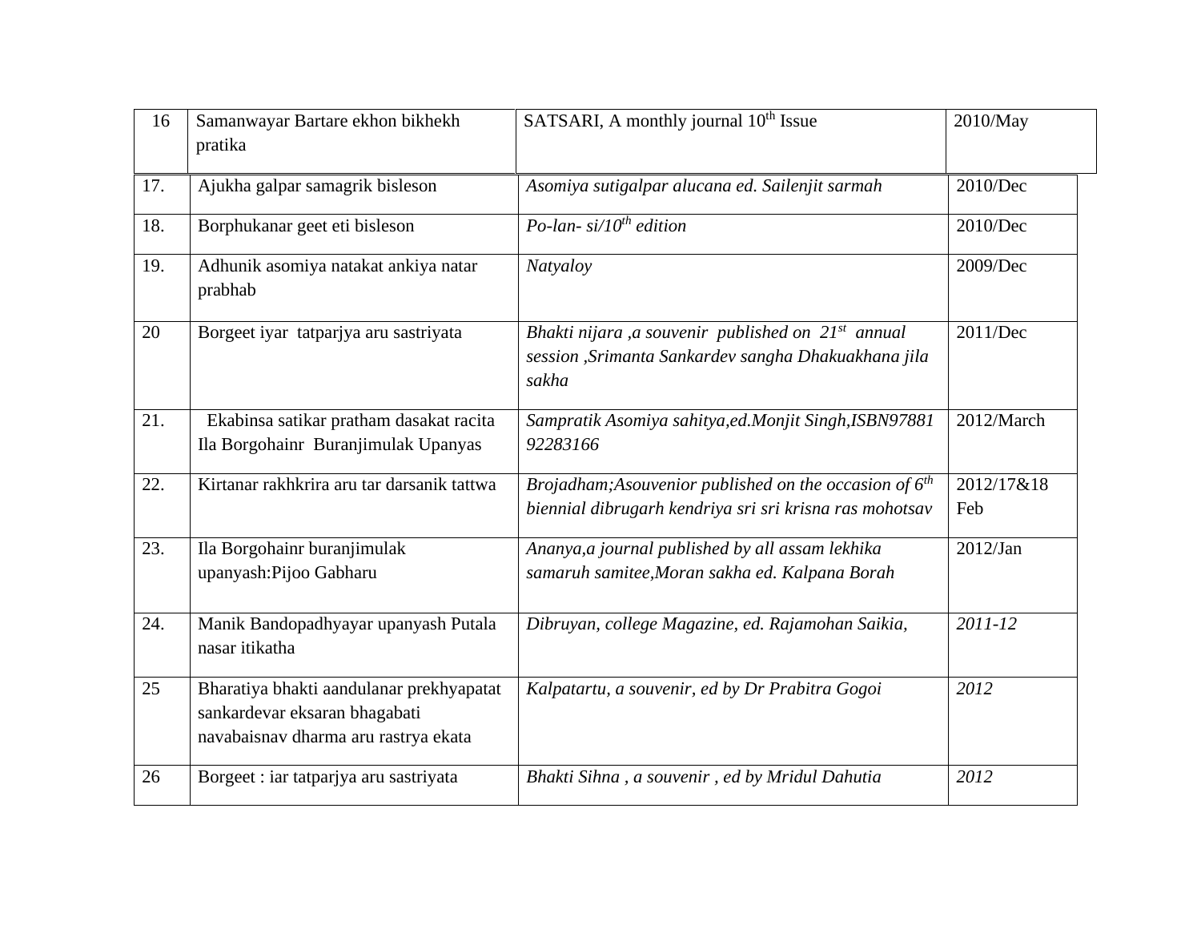| 16 | Samanwayar Bartare ekhon bikhekh pratika | SATSARI, A monthly journal 10th Issue | 2010/May |
|---|---|---|---|
| 17. | Ajukha galpar samagrik bisleson | *Asomiya sutigalpar alucana ed. Sailenjit sarmah* | 2010/Dec |
| 18. | Borphukanar geet eti bisleson | *Po-lan- si/10th edition* | 2010/Dec |
| 19. | Adhunik asomiya natakat ankiya natar prabhab | *Natyaloy* | 2009/Dec |
| 20 | Borgeet iyar tatparjya aru sastriyata | *Bhakti nijara ,a souvenir published on 21st annual session ,Srimanta Sankardev sangha Dhakuakhana jila sakha* | 2011/Dec |
| 21. | Ekabinsa satikar pratham dasakat racita Ila Borgohainr Buranjimulak Upanyas | *Sampratik Asomiya sahitya,ed.Monjit Singh,ISBN9788192283166* | 2012/March |
| 22. | Kirtanar rakhkrira aru tar darsanik tattwa | *Brojadham;Asouvenior published on the occasion of 6th biennial dibrugarh kendriya sri sri krisna ras mohotsav* | 2012/17&18 Feb |
| 23. | Ila Borgohainr buranjimulak upanyash:Pijoo Gabharu | *Ananya,a journal published by all assam lekhika samaruh samitee,Moran sakha ed. Kalpana Borah* | 2012/Jan |
| 24. | Manik Bandopadhyayar upanyash Putala nasar itikatha | *Dibruyan, college Magazine, ed. Rajamohan Saikia,* | *2011-12* |
| 25 | Bharatiya bhakti aandulanar prekhyapatat sankardevar eksaran bhagabati navabaisnav dharma aru rastrya ekata | *Kalpatartu, a souvenir, ed by Dr Prabitra Gogoi* | *2012* |
| 26 | Borgeet : iar tatparjya aru sastriyata | *Bhakti Sihna , a souvenir , ed by Mridul Dahutia* | *2012* |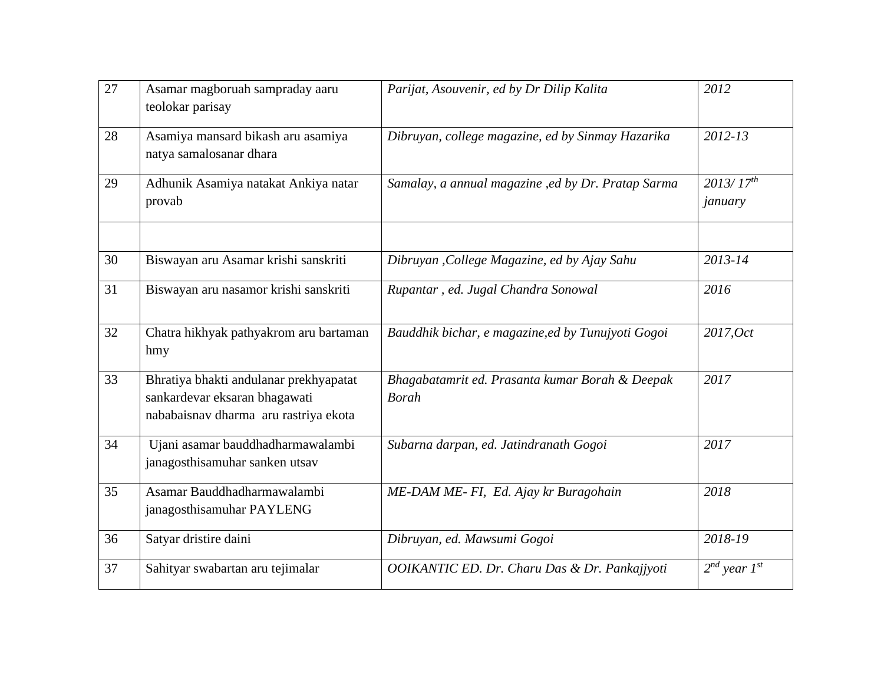| 27 | Asamar magboruah sampraday aaru teolokar parisay | *Parijat, Asouvenir, ed by Dr Dilip Kalita* | *2012* |
|---|---|---|---|
| 28 | Asamiya mansard bikash aru asamiya natya samalosanar dhara | *Dibruyan, college magazine, ed by Sinmay Hazarika* | *2012-13* |
| 29 | Adhunik Asamiya natakat Ankiya natar provab | *Samalay, a annual magazine ,ed by Dr. Pratap Sarma* | *2013/ 17$^{th}$ january* |
| | | | |
| 30 | Biswayan aru Asamar krishi sanskriti | *Dibruyan ,College Magazine, ed by Ajay Sahu* | *2013-14* |
| 31 | Biswayan aru nasamor krishi sanskriti | *Rupantar , ed. Jugal Chandra Sonowal* | *2016* |
| 32 | Chatra hikhyak pathyakrom aru bartaman hmy | *Bauddhik bichar, e magazine,ed by Tunujyoti Gogoi* | *2017,Oct* |
| 33 | Bhratiya bhakti andulanar prekhyapatat sankardevar eksaran bhagawati nababaisnav dharma aru rastriya ekota | *Bhagabatamrit ed. Prasanta kumar Borah & Deepak Borah* | *2017* |
| 34 | Ujani asamar bauddhadharmawalambi janagosthisamuhar sanken utsav | *Subarna darpan, ed. Jatindranath Gogoi* | *2017* |
| 35 | Asamar Bauddhadharmawalambi janagosthisamuhar PAYLENG | *ME-DAM ME- FI, Ed. Ajay kr Buragohain* | *2018* |
| 36 | Satyar dristire daini | *Dibruyan, ed. Mawsumi Gogoi* | *2018-19* |
| 37 | Sahityar swabartan aru tejimalar | *OOIKANTIC ED. Dr. Charu Das & Dr. Pankajjyoti* | *2$^{nd}$ year 1$^{st}$* |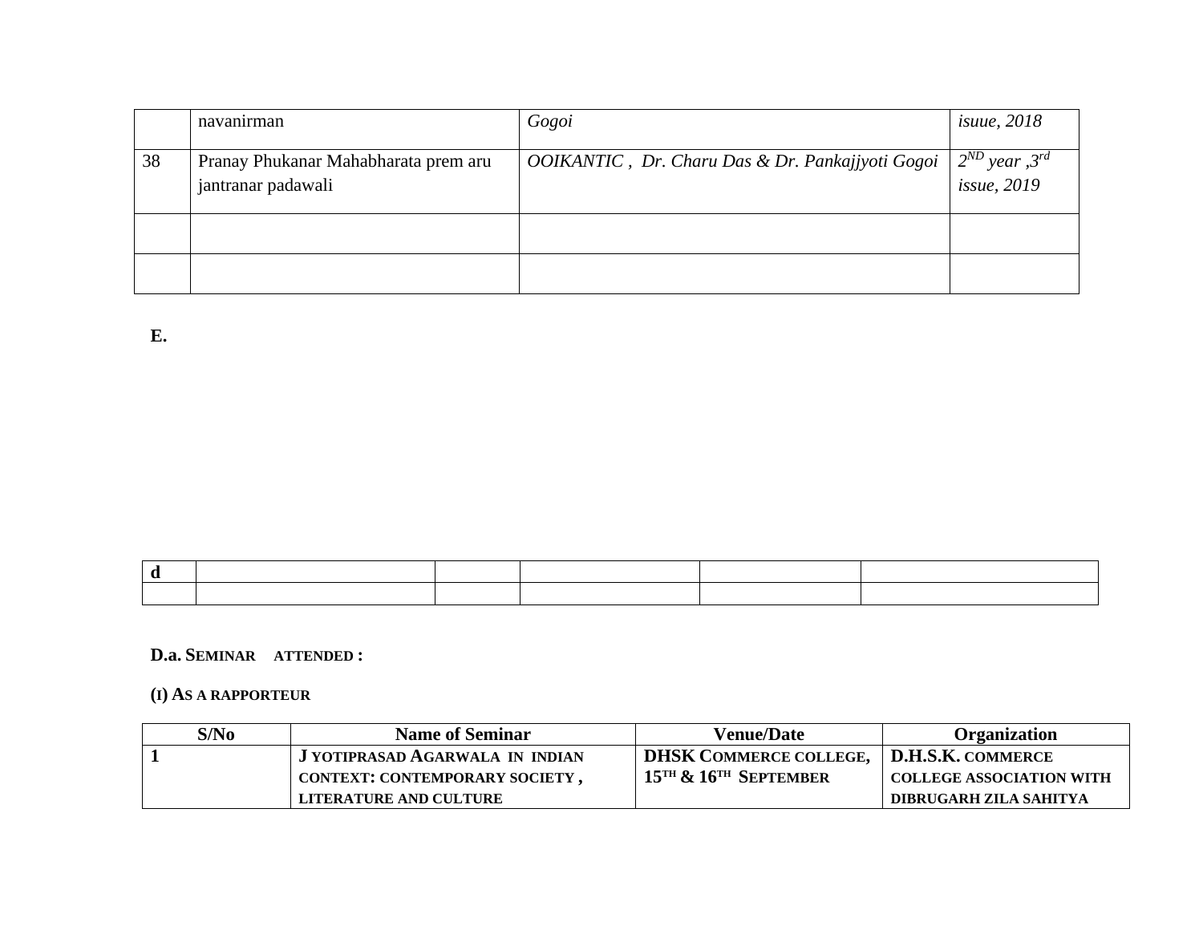|  | navanirman | *Gogoi* | *isuue, 2018* |
|---|---|---|---|
| 38 | Pranay Phukanar Mahabharata prem aru jantranar padawali | *OOIKANTIC , Dr. Charu Das & Dr. Pankajjyoti Gogoi* | *2ND year ,3rd issue, 2019* |
|  |  |  |  |
|  |  |  |  |

**E.**

| d |  |  |  |  |  |
|---|---|---|---|---|---|
|  |  |  |  |  |  |

**D.a. SEMINAR ATTENDED :**

**(I) AS A RAPPORTEUR**

| S/No | Name of Seminar | Venue/Date | Organization |
|---|---|---|---|
| **1** | **J YOTIPRASAD AGARWALA IN INDIAN CONTEXT: CONTEMPORARY SOCIETY , LITERATURE AND CULTURE** | **DHSK COMMERCE COLLEGE, 15TH & 16TH SEPTEMBER** | **D.H.S.K. COMMERCE COLLEGE ASSOCIATION WITH DIBRUGARH ZILA SAHITYA** |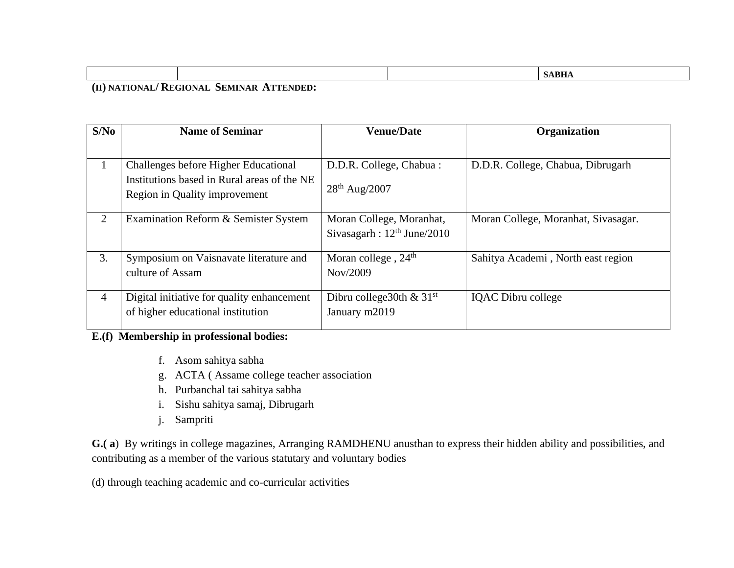| | | | SABHA |
|---|---|---|---|

**(II) NATIONAL/ REGIONAL SEMINAR ATTENDED:**

| S/No | Name of Seminar | Venue/Date | Organization |
|---|---|---|---|
| 1 | Challenges before Higher Educational Institutions based in Rural areas of the NE Region in Quality improvement | D.D.R. College, Chabua : 28th Aug/2007 | D.D.R. College, Chabua, Dibrugarh |
| 2 | Examination Reform & Semister System | Moran College, Moranhat, Sivasagarh : 12th June/2010 | Moran College, Moranhat, Sivasagar. |
| 3. | Symposium on Vaisnavate literature and culture of Assam | Moran college , 24th Nov/2009 | Sahitya Academi , North east region |
| 4 | Digital initiative for quality enhancement of higher educational institution | Dibru college30th & 31st January m2019 | IQAC Dibru college |

**E.(f) Membership in professional bodies:**

f. Asom sahitya sabha
g. ACTA ( Assame college teacher association
h. Purbanchal tai sahitya sabha
i. Sishu sahitya samaj, Dibrugarh
j. Sampriti

**G.( a**) By writings in college magazines, Arranging RAMDHENU anusthan to express their hidden ability and possibilities, and contributing as a member of the various statutary and voluntary bodies

(d) through teaching academic and co-curricular activities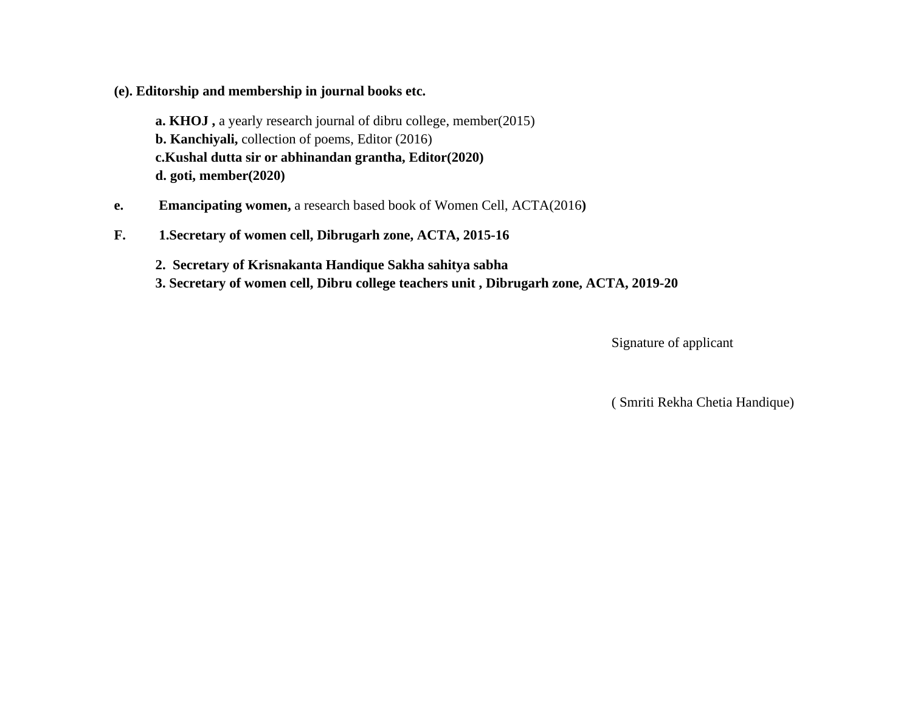**(e). Editorship and membership in journal books etc.**

**a. KHOJ ,** a yearly research journal of dibru college, member(2015)
**b. Kanchiyali,** collection of poems, Editor (2016)
**c.Kushal dutta sir or abhinandan grantha, Editor(2020)**
**d. goti, member(2020)**

**e.** **Emancipating women,** a research based book of Women Cell, ACTA(2016**)**

**F.** **1.Secretary of women cell, Dibrugarh zone, ACTA, 2015-16**

**2. Secretary of Krisnakanta Handique Sakha sahitya sabha**
**3. Secretary of women cell, Dibru college teachers unit , Dibrugarh zone, ACTA, 2019-20**

Signature of applicant

( Smriti Rekha Chetia Handique)